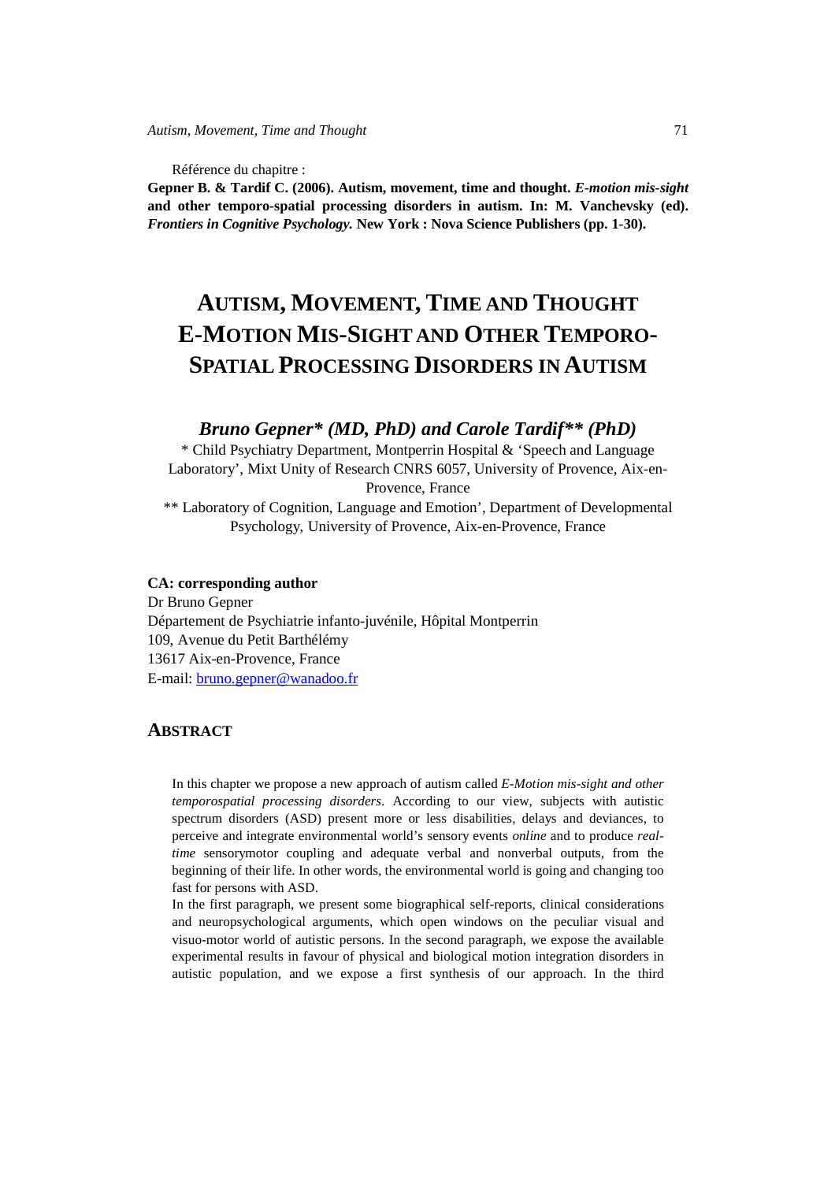Référence du chapitre :

**Gepner B. & Tardif C. (2006). Autism, movement, time and thought.** ***E-motion mis-sight*** **and other temporo-spatial processing disorders in autism. In: M. Vanchevsky (ed).** ***Frontiers in Cognitive Psychology.*** **New York : Nova Science Publishers (pp. 1-30).**

# AUTISM, MOVEMENT, TIME AND THOUGHT E-MOTION MIS-SIGHT AND OTHER TEMPORO-SPATIAL PROCESSING DISORDERS IN AUTISM

### *Bruno Gepner\* (MD, PhD) and Carole Tardif\*\* (PhD)*

\* Child Psychiatry Department, Montperrin Hospital & 'Speech and Language Laboratory', Mixt Unity of Research CNRS 6057, University of Provence, Aix-en-Provence, France

\*\* Laboratory of Cognition, Language and Emotion', Department of Developmental Psychology, University of Provence, Aix-en-Provence, France

**CA: corresponding author**

Dr Bruno Gepner
Département de Psychiatrie infanto-juvénile, Hôpital Montperrin
109, Avenue du Petit Barthélémy
13617 Aix-en-Provence, France
E-mail: bruno.gepner@wanadoo.fr

## ABSTRACT

In this chapter we propose a new approach of autism called *E-Motion mis-sight and other temporospatial processing disorders*. According to our view, subjects with autistic spectrum disorders (ASD) present more or less disabilities, delays and deviances, to perceive and integrate environmental world's sensory events *online* and to produce *real-time* sensorymotor coupling and adequate verbal and nonverbal outputs, from the beginning of their life. In other words, the environmental world is going and changing too fast for persons with ASD.

In the first paragraph, we present some biographical self-reports, clinical considerations and neuropsychological arguments, which open windows on the peculiar visual and visuo-motor world of autistic persons. In the second paragraph, we expose the available experimental results in favour of physical and biological motion integration disorders in autistic population, and we expose a first synthesis of our approach. In the third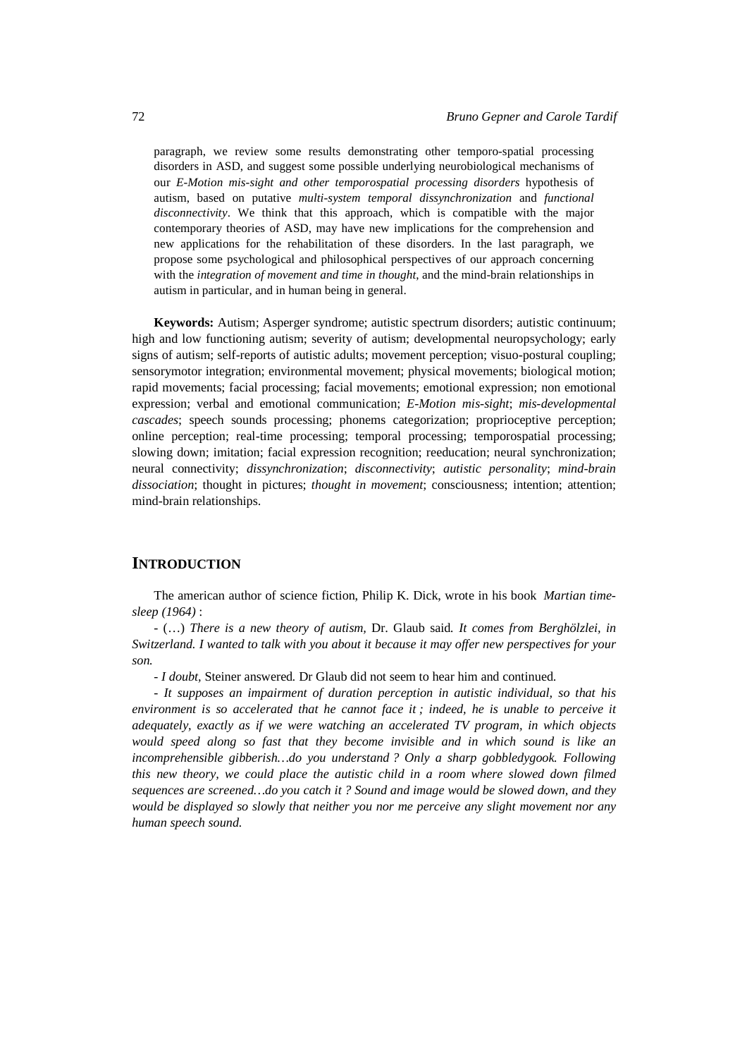paragraph, we review some results demonstrating other temporo-spatial processing disorders in ASD, and suggest some possible underlying neurobiological mechanisms of our *E-Motion mis-sight and other temporospatial processing disorders* hypothesis of autism, based on putative *multi-system temporal dissynchronization* and *functional disconnectivity*. We think that this approach, which is compatible with the major contemporary theories of ASD, may have new implications for the comprehension and new applications for the rehabilitation of these disorders. In the last paragraph, we propose some psychological and philosophical perspectives of our approach concerning with the *integration of movement and time in thought*, and the mind-brain relationships in autism in particular, and in human being in general.

**Keywords:** Autism; Asperger syndrome; autistic spectrum disorders; autistic continuum; high and low functioning autism; severity of autism; developmental neuropsychology; early signs of autism; self-reports of autistic adults; movement perception; visuo-postural coupling; sensorymotor integration; environmental movement; physical movements; biological motion; rapid movements; facial processing; facial movements; emotional expression; non emotional expression; verbal and emotional communication; *E-Motion mis-sight*; *mis-developmental cascades*; speech sounds processing; phonems categorization; proprioceptive perception; online perception; real-time processing; temporal processing; temporospatial processing; slowing down; imitation; facial expression recognition; reeducation; neural synchronization; neural connectivity; *dissynchronization*; *disconnectivity*; *autistic personality*; *mind-brain dissociation*; thought in pictures; *thought in movement*; consciousness; intention; attention; mind-brain relationships.

## INTRODUCTION

The american author of science fiction, Philip K. Dick, wrote in his book *Martian time-sleep (1964)* :

- (…) *There is a new theory of autism,* Dr. Glaub said*. It comes from Berghölzlei, in Switzerland. I wanted to talk with you about it because it may offer new perspectives for your son.*

- *I doubt,* Steiner answered*.* Dr Glaub did not seem to hear him and continued.

- *It supposes an impairment of duration perception in autistic individual, so that his environment is so accelerated that he cannot face it ; indeed, he is unable to perceive it adequately, exactly as if we were watching an accelerated TV program, in which objects would speed along so fast that they become invisible and in which sound is like an incomprehensible gibberish…do you understand ? Only a sharp gobbledygook. Following this new theory, we could place the autistic child in a room where slowed down filmed sequences are screened…do you catch it ? Sound and image would be slowed down, and they would be displayed so slowly that neither you nor me perceive any slight movement nor any human speech sound.*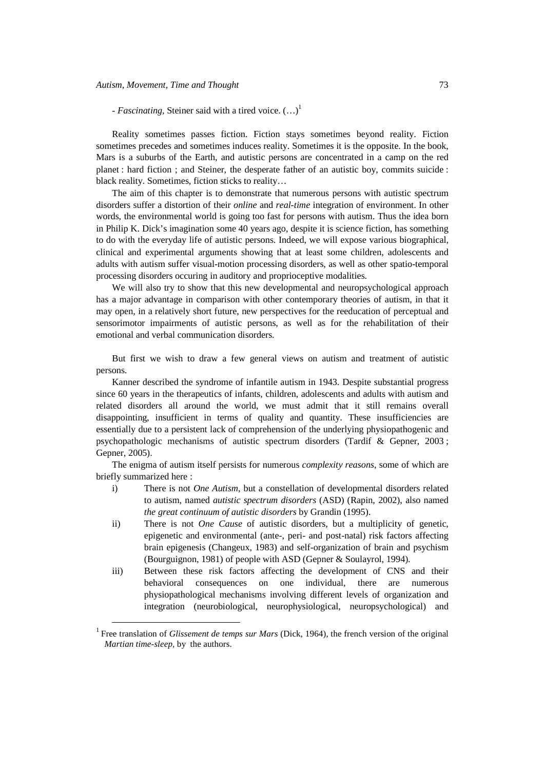- *Fascinating*, Steiner said with a tired voice. (…)[1]

Reality sometimes passes fiction. Fiction stays sometimes beyond reality. Fiction sometimes precedes and sometimes induces reality. Sometimes it is the opposite. In the book, Mars is a suburbs of the Earth, and autistic persons are concentrated in a camp on the red planet : hard fiction ; and Steiner, the desperate father of an autistic boy, commits suicide : black reality. Sometimes, fiction sticks to reality…

The aim of this chapter is to demonstrate that numerous persons with autistic spectrum disorders suffer a distortion of their *online* and *real-time* integration of environment. In other words, the environmental world is going too fast for persons with autism. Thus the idea born in Philip K. Dick's imagination some 40 years ago, despite it is science fiction, has something to do with the everyday life of autistic persons. Indeed, we will expose various biographical, clinical and experimental arguments showing that at least some children, adolescents and adults with autism suffer visual-motion processing disorders, as well as other spatio-temporal processing disorders occuring in auditory and proprioceptive modalities.

We will also try to show that this new developmental and neuropsychological approach has a major advantage in comparison with other contemporary theories of autism, in that it may open, in a relatively short future, new perspectives for the reeducation of perceptual and sensorimotor impairments of autistic persons, as well as for the rehabilitation of their emotional and verbal communication disorders.

But first we wish to draw a few general views on autism and treatment of autistic persons.

Kanner described the syndrome of infantile autism in 1943. Despite substantial progress since 60 years in the therapeutics of infants, children, adolescents and adults with autism and related disorders all around the world, we must admit that it still remains overall disappointing, insufficient in terms of quality and quantity. These insufficiencies are essentially due to a persistent lack of comprehension of the underlying physiopathogenic and psychopathologic mechanisms of autistic spectrum disorders (Tardif & Gepner, 2003 ; Gepner, 2005).

The enigma of autism itself persists for numerous *complexity reasons*, some of which are briefly summarized here :

i) There is not *One Autism*, but a constellation of developmental disorders related to autism, named *autistic spectrum disorders* (ASD) (Rapin, 2002), also named *the great continuum of autistic disorders* by Grandin (1995).
ii) There is not *One Cause* of autistic disorders, but a multiplicity of genetic, epigenetic and environmental (ante-, peri- and post-natal) risk factors affecting brain epigenesis (Changeux, 1983) and self-organization of brain and psychism (Bourguignon, 1981) of people with ASD (Gepner & Soulayrol, 1994).
iii) Between these risk factors affecting the development of CNS and their behavioral consequences on one individual, there are numerous physiopathological mechanisms involving different levels of organization and integration (neurobiological, neurophysiological, neuropsychological) and

[1] Free translation of *Glissement de temps sur Mars* (Dick, 1964), the french version of the original *Martian time-sleep*, by the authors.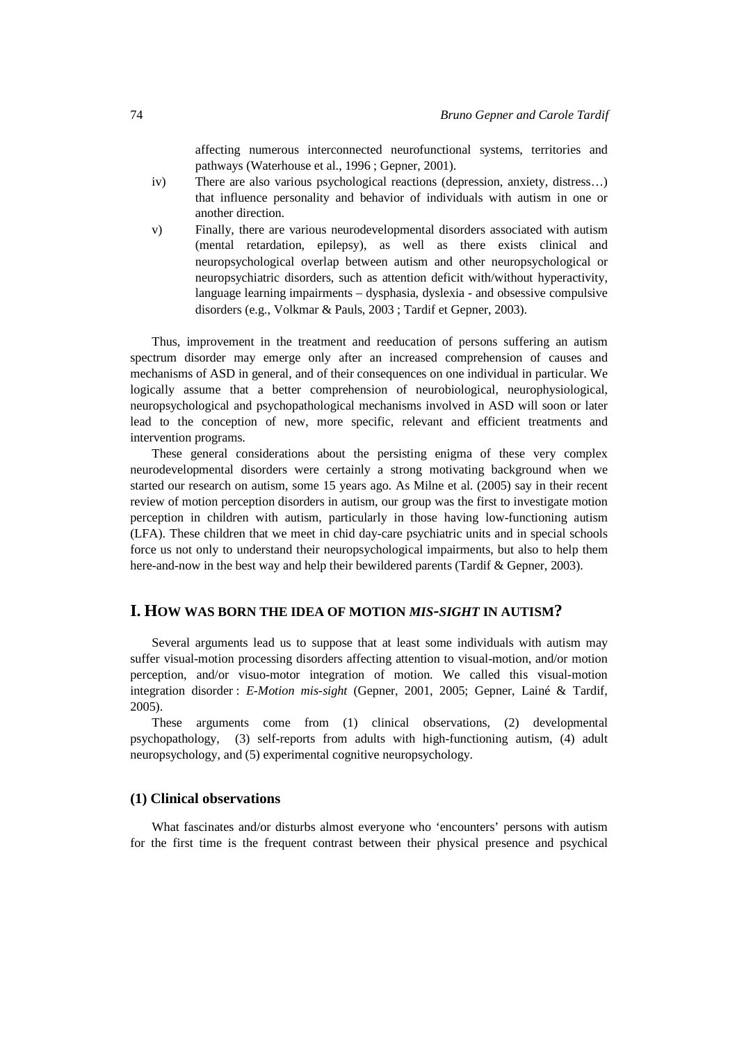affecting numerous interconnected neurofunctional systems, territories and pathways (Waterhouse et al., 1996 ; Gepner, 2001).

iv) There are also various psychological reactions (depression, anxiety, distress…) that influence personality and behavior of individuals with autism in one or another direction.

v) Finally, there are various neurodevelopmental disorders associated with autism (mental retardation, epilepsy), as well as there exists clinical and neuropsychological overlap between autism and other neuropsychological or neuropsychiatric disorders, such as attention deficit with/without hyperactivity, language learning impairments – dysphasia, dyslexia - and obsessive compulsive disorders (e.g., Volkmar & Pauls, 2003 ; Tardif et Gepner, 2003).

Thus, improvement in the treatment and reeducation of persons suffering an autism spectrum disorder may emerge only after an increased comprehension of causes and mechanisms of ASD in general, and of their consequences on one individual in particular. We logically assume that a better comprehension of neurobiological, neurophysiological, neuropsychological and psychopathological mechanisms involved in ASD will soon or later lead to the conception of new, more specific, relevant and efficient treatments and intervention programs.

These general considerations about the persisting enigma of these very complex neurodevelopmental disorders were certainly a strong motivating background when we started our research on autism, some 15 years ago. As Milne et al. (2005) say in their recent review of motion perception disorders in autism, our group was the first to investigate motion perception in children with autism, particularly in those having low-functioning autism (LFA). These children that we meet in chid day-care psychiatric units and in special schools force us not only to understand their neuropsychological impairments, but also to help them here-and-now in the best way and help their bewildered parents (Tardif & Gepner, 2003).

## I. How was Born the Idea of Motion *Mis-Sight* in Autism?

Several arguments lead us to suppose that at least some individuals with autism may suffer visual-motion processing disorders affecting attention to visual-motion, and/or motion perception, and/or visuo-motor integration of motion. We called this visual-motion integration disorder : *E-Motion mis-sight* (Gepner, 2001, 2005; Gepner, Lainé & Tardif, 2005).

These arguments come from (1) clinical observations, (2) developmental psychopathology, (3) self-reports from adults with high-functioning autism, (4) adult neuropsychology, and (5) experimental cognitive neuropsychology.

### (1) Clinical observations

What fascinates and/or disturbs almost everyone who 'encounters' persons with autism for the first time is the frequent contrast between their physical presence and psychical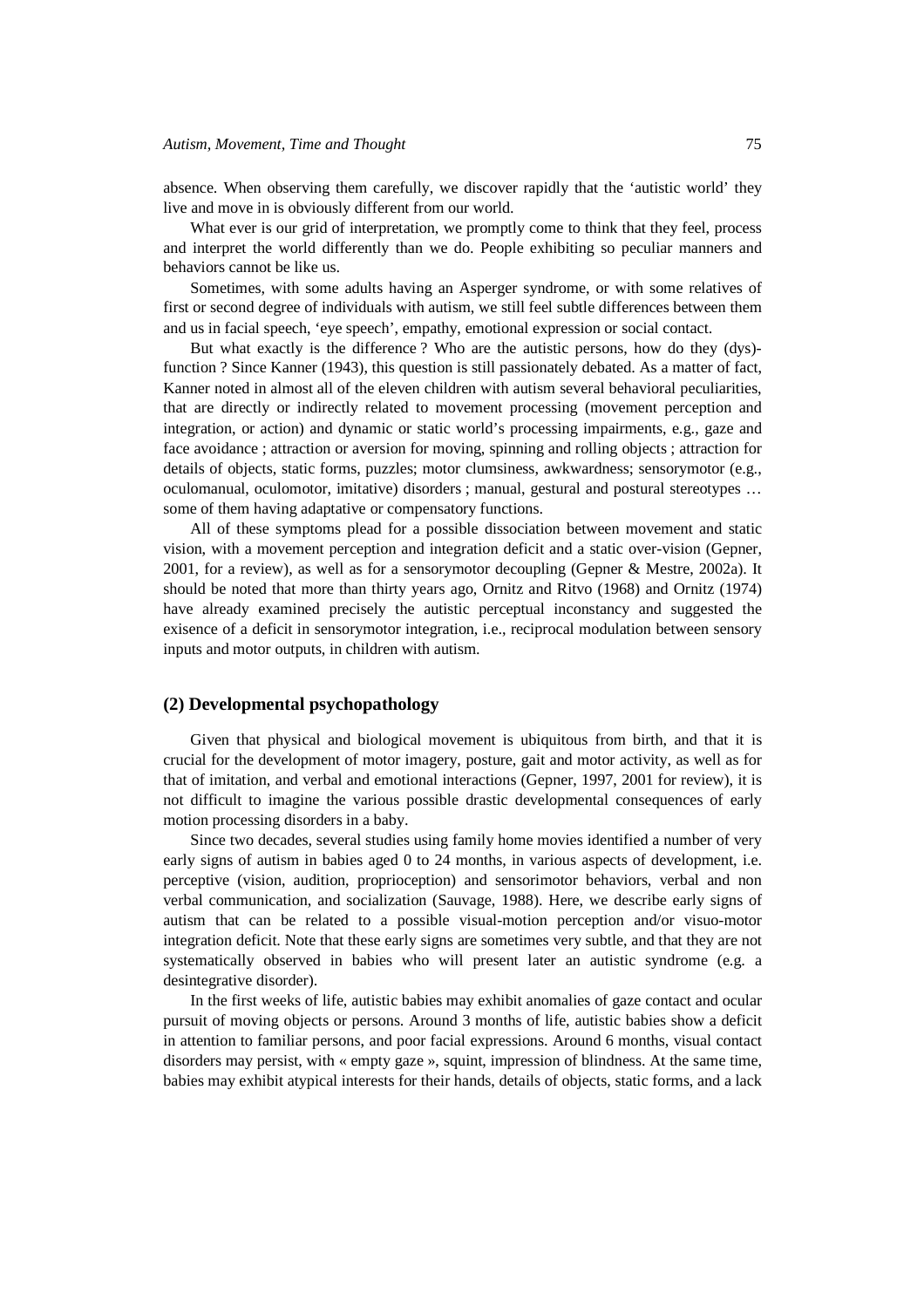absence. When observing them carefully, we discover rapidly that the 'autistic world' they live and move in is obviously different from our world.

What ever is our grid of interpretation, we promptly come to think that they feel, process and interpret the world differently than we do. People exhibiting so peculiar manners and behaviors cannot be like us.

Sometimes, with some adults having an Asperger syndrome, or with some relatives of first or second degree of individuals with autism, we still feel subtle differences between them and us in facial speech, 'eye speech', empathy, emotional expression or social contact.

But what exactly is the difference ? Who are the autistic persons, how do they (dys)-function ? Since Kanner (1943), this question is still passionately debated. As a matter of fact, Kanner noted in almost all of the eleven children with autism several behavioral peculiarities, that are directly or indirectly related to movement processing (movement perception and integration, or action) and dynamic or static world's processing impairments, e.g., gaze and face avoidance ; attraction or aversion for moving, spinning and rolling objects ; attraction for details of objects, static forms, puzzles; motor clumsiness, awkwardness; sensorymotor (e.g., oculomanual, oculomotor, imitative) disorders ; manual, gestural and postural stereotypes … some of them having adaptative or compensatory functions.

All of these symptoms plead for a possible dissociation between movement and static vision, with a movement perception and integration deficit and a static over-vision (Gepner, 2001, for a review), as well as for a sensorymotor decoupling (Gepner & Mestre, 2002a). It should be noted that more than thirty years ago, Ornitz and Ritvo (1968) and Ornitz (1974) have already examined precisely the autistic perceptual inconstancy and suggested the exisence of a deficit in sensorymotor integration, i.e., reciprocal modulation between sensory inputs and motor outputs, in children with autism.

## (2) Developmental psychopathology

Given that physical and biological movement is ubiquitous from birth, and that it is crucial for the development of motor imagery, posture, gait and motor activity, as well as for that of imitation, and verbal and emotional interactions (Gepner, 1997, 2001 for review), it is not difficult to imagine the various possible drastic developmental consequences of early motion processing disorders in a baby.

Since two decades, several studies using family home movies identified a number of very early signs of autism in babies aged 0 to 24 months, in various aspects of development, i.e. perceptive (vision, audition, proprioception) and sensorimotor behaviors, verbal and non verbal communication, and socialization (Sauvage, 1988). Here, we describe early signs of autism that can be related to a possible visual-motion perception and/or visuo-motor integration deficit. Note that these early signs are sometimes very subtle, and that they are not systematically observed in babies who will present later an autistic syndrome (e.g. a desintegrative disorder).

In the first weeks of life, autistic babies may exhibit anomalies of gaze contact and ocular pursuit of moving objects or persons. Around 3 months of life, autistic babies show a deficit in attention to familiar persons, and poor facial expressions. Around 6 months, visual contact disorders may persist, with « empty gaze », squint, impression of blindness. At the same time, babies may exhibit atypical interests for their hands, details of objects, static forms, and a lack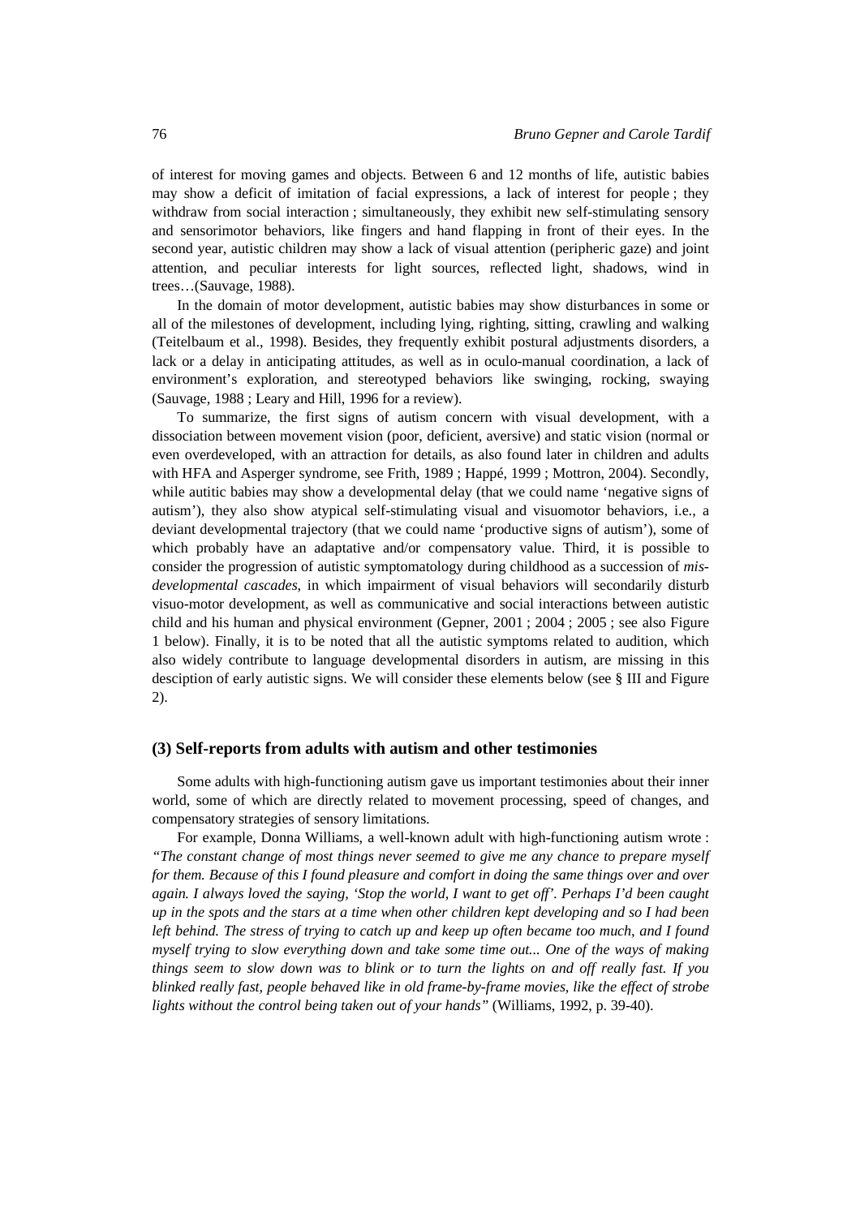of interest for moving games and objects. Between 6 and 12 months of life, autistic babies may show a deficit of imitation of facial expressions, a lack of interest for people ; they withdraw from social interaction ; simultaneously, they exhibit new self-stimulating sensory and sensorimotor behaviors, like fingers and hand flapping in front of their eyes. In the second year, autistic children may show a lack of visual attention (peripheric gaze) and joint attention, and peculiar interests for light sources, reflected light, shadows, wind in trees…(Sauvage, 1988).

In the domain of motor development, autistic babies may show disturbances in some or all of the milestones of development, including lying, righting, sitting, crawling and walking (Teitelbaum et al., 1998). Besides, they frequently exhibit postural adjustments disorders, a lack or a delay in anticipating attitudes, as well as in oculo-manual coordination, a lack of environment's exploration, and stereotyped behaviors like swinging, rocking, swaying (Sauvage, 1988 ; Leary and Hill, 1996 for a review).

To summarize, the first signs of autism concern with visual development, with a dissociation between movement vision (poor, deficient, aversive) and static vision (normal or even overdeveloped, with an attraction for details, as also found later in children and adults with HFA and Asperger syndrome, see Frith, 1989 ; Happé, 1999 ; Mottron, 2004). Secondly, while autitic babies may show a developmental delay (that we could name 'negative signs of autism'), they also show atypical self-stimulating visual and visuomotor behaviors, i.e., a deviant developmental trajectory (that we could name 'productive signs of autism'), some of which probably have an adaptative and/or compensatory value. Third, it is possible to consider the progression of autistic symptomatology during childhood as a succession of *mis-developmental cascades*, in which impairment of visual behaviors will secondarily disturb visuo-motor development, as well as communicative and social interactions between autistic child and his human and physical environment (Gepner, 2001 ; 2004 ; 2005 ; see also Figure 1 below). Finally, it is to be noted that all the autistic symptoms related to audition, which also widely contribute to language developmental disorders in autism, are missing in this desciption of early autistic signs. We will consider these elements below (see § III and Figure 2).

### (3) Self-reports from adults with autism and other testimonies

Some adults with high-functioning autism gave us important testimonies about their inner world, some of which are directly related to movement processing, speed of changes, and compensatory strategies of sensory limitations.

For example, Donna Williams, a well-known adult with high-functioning autism wrote : *"The constant change of most things never seemed to give me any chance to prepare myself for them. Because of this I found pleasure and comfort in doing the same things over and over again. I always loved the saying, 'Stop the world, I want to get off'. Perhaps I'd been caught up in the spots and the stars at a time when other children kept developing and so I had been left behind. The stress of trying to catch up and keep up often became too much, and I found myself trying to slow everything down and take some time out... One of the ways of making things seem to slow down was to blink or to turn the lights on and off really fast. If you blinked really fast, people behaved like in old frame-by-frame movies, like the effect of strobe lights without the control being taken out of your hands"* (Williams, 1992, p. 39-40).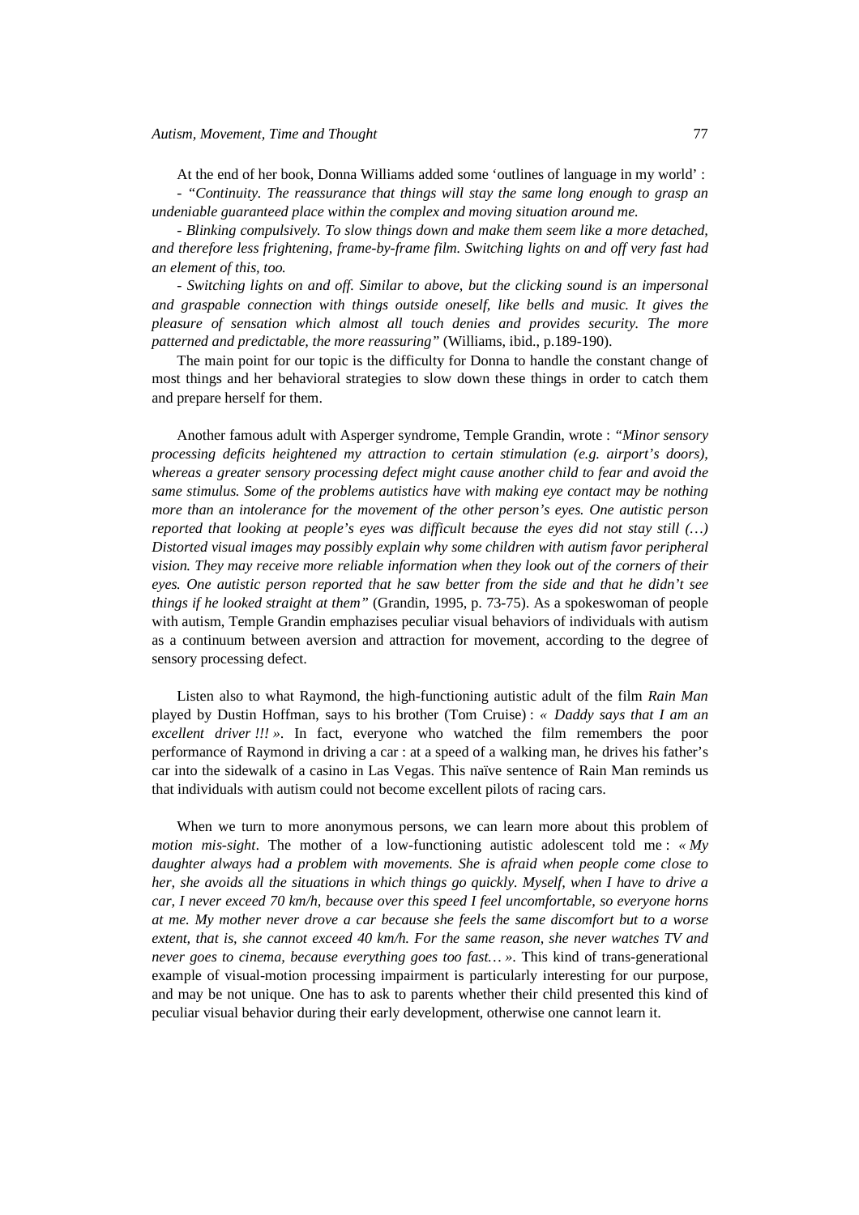At the end of her book, Donna Williams added some 'outlines of language in my world' :

- *"Continuity. The reassurance that things will stay the same long enough to grasp an undeniable guaranteed place within the complex and moving situation around me.*

- *Blinking compulsively. To slow things down and make them seem like a more detached, and therefore less frightening, frame-by-frame film. Switching lights on and off very fast had an element of this, too.*

- *Switching lights on and off. Similar to above, but the clicking sound is an impersonal and graspable connection with things outside oneself, like bells and music. It gives the pleasure of sensation which almost all touch denies and provides security. The more patterned and predictable, the more reassuring"* (Williams, ibid., p.189-190).

The main point for our topic is the difficulty for Donna to handle the constant change of most things and her behavioral strategies to slow down these things in order to catch them and prepare herself for them.

Another famous adult with Asperger syndrome, Temple Grandin, wrote : *"Minor sensory processing deficits heightened my attraction to certain stimulation (e.g. airport's doors), whereas a greater sensory processing defect might cause another child to fear and avoid the same stimulus. Some of the problems autistics have with making eye contact may be nothing more than an intolerance for the movement of the other person's eyes. One autistic person reported that looking at people's eyes was difficult because the eyes did not stay still (…) Distorted visual images may possibly explain why some children with autism favor peripheral vision. They may receive more reliable information when they look out of the corners of their eyes. One autistic person reported that he saw better from the side and that he didn't see things if he looked straight at them"* (Grandin, 1995, p. 73-75). As a spokeswoman of people with autism, Temple Grandin emphazises peculiar visual behaviors of individuals with autism as a continuum between aversion and attraction for movement, according to the degree of sensory processing defect.

Listen also to what Raymond, the high-functioning autistic adult of the film *Rain Man* played by Dustin Hoffman, says to his brother (Tom Cruise) : « *Daddy says that I am an excellent driver !!!* ». In fact, everyone who watched the film remembers the poor performance of Raymond in driving a car : at a speed of a walking man, he drives his father's car into the sidewalk of a casino in Las Vegas. This naïve sentence of Rain Man reminds us that individuals with autism could not become excellent pilots of racing cars.

When we turn to more anonymous persons, we can learn more about this problem of *motion mis-sight*. The mother of a low-functioning autistic adolescent told me : *« My daughter always had a problem with movements. She is afraid when people come close to her, she avoids all the situations in which things go quickly. Myself, when I have to drive a car, I never exceed 70 km/h, because over this speed I feel uncomfortable, so everyone horns at me. My mother never drove a car because she feels the same discomfort but to a worse extent, that is, she cannot exceed 40 km/h. For the same reason, she never watches TV and never goes to cinema, because everything goes too fast… »*. This kind of trans-generational example of visual-motion processing impairment is particularly interesting for our purpose, and may be not unique. One has to ask to parents whether their child presented this kind of peculiar visual behavior during their early development, otherwise one cannot learn it.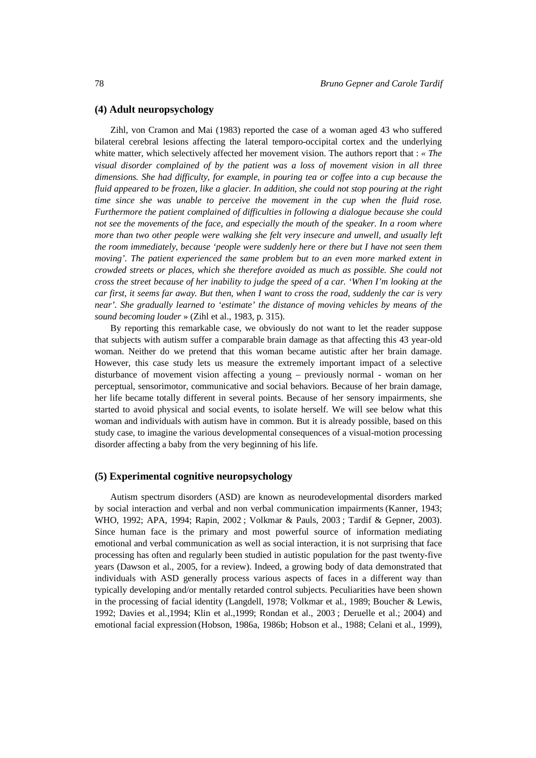### (4) Adult neuropsychology

Zihl, von Cramon and Mai (1983) reported the case of a woman aged 43 who suffered bilateral cerebral lesions affecting the lateral temporo-occipital cortex and the underlying white matter, which selectively affected her movement vision. The authors report that : *« The visual disorder complained of by the patient was a loss of movement vision in all three dimensions. She had difficulty, for example, in pouring tea or coffee into a cup because the fluid appeared to be frozen, like a glacier. In addition, she could not stop pouring at the right time since she was unable to perceive the movement in the cup when the fluid rose. Furthermore the patient complained of difficulties in following a dialogue because she could not see the movements of the face, and especially the mouth of the speaker. In a room where more than two other people were walking she felt very insecure and unwell, and usually left the room immediately, because 'people were suddenly here or there but I have not seen them moving'. The patient experienced the same problem but to an even more marked extent in crowded streets or places, which she therefore avoided as much as possible. She could not cross the street because of her inability to judge the speed of a car. 'When I'm looking at the car first, it seems far away. But then, when I want to cross the road, suddenly the car is very near'. She gradually learned to 'estimate' the distance of moving vehicles by means of the sound becoming louder* » (Zihl et al., 1983, p. 315).

By reporting this remarkable case, we obviously do not want to let the reader suppose that subjects with autism suffer a comparable brain damage as that affecting this 43 year-old woman. Neither do we pretend that this woman became autistic after her brain damage. However, this case study lets us measure the extremely important impact of a selective disturbance of movement vision affecting a young – previously normal - woman on her perceptual, sensorimotor, communicative and social behaviors. Because of her brain damage, her life became totally different in several points. Because of her sensory impairments, she started to avoid physical and social events, to isolate herself. We will see below what this woman and individuals with autism have in common. But it is already possible, based on this study case, to imagine the various developmental consequences of a visual-motion processing disorder affecting a baby from the very beginning of his life.

### (5) Experimental cognitive neuropsychology

Autism spectrum disorders (ASD) are known as neurodevelopmental disorders marked by social interaction and verbal and non verbal communication impairments (Kanner, 1943; WHO, 1992; APA, 1994; Rapin, 2002 ; Volkmar & Pauls, 2003 ; Tardif & Gepner, 2003). Since human face is the primary and most powerful source of information mediating emotional and verbal communication as well as social interaction, it is not surprising that face processing has often and regularly been studied in autistic population for the past twenty-five years (Dawson et al., 2005, for a review). Indeed, a growing body of data demonstrated that individuals with ASD generally process various aspects of faces in a different way than typically developing and/or mentally retarded control subjects. Peculiarities have been shown in the processing of facial identity (Langdell, 1978; Volkmar et al., 1989; Boucher & Lewis, 1992; Davies et al.,1994; Klin et al.,1999; Rondan et al., 2003 ; Deruelle et al.; 2004) and emotional facial expression (Hobson, 1986a, 1986b; Hobson et al., 1988; Celani et al., 1999),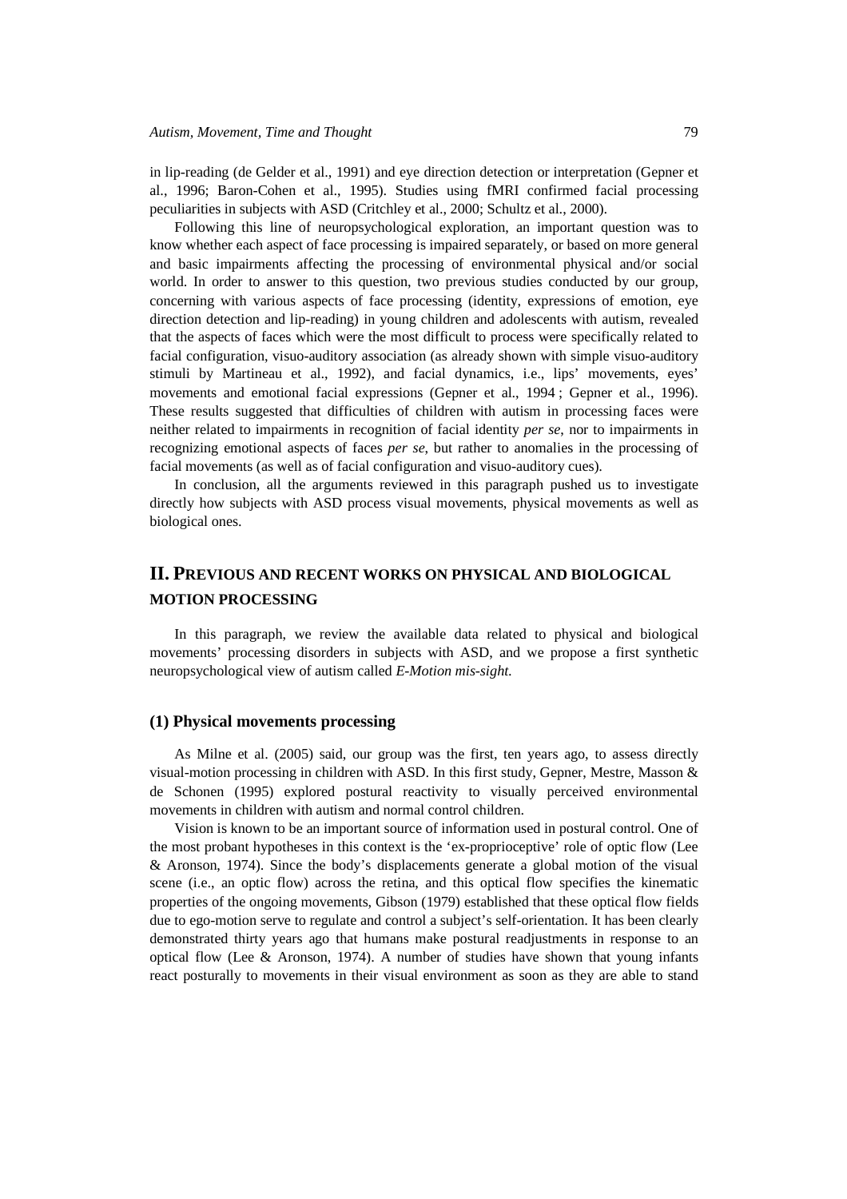in lip-reading (de Gelder et al., 1991) and eye direction detection or interpretation (Gepner et al., 1996; Baron-Cohen et al., 1995). Studies using fMRI confirmed facial processing peculiarities in subjects with ASD (Critchley et al., 2000; Schultz et al., 2000).

Following this line of neuropsychological exploration, an important question was to know whether each aspect of face processing is impaired separately, or based on more general and basic impairments affecting the processing of environmental physical and/or social world. In order to answer to this question, two previous studies conducted by our group, concerning with various aspects of face processing (identity, expressions of emotion, eye direction detection and lip-reading) in young children and adolescents with autism, revealed that the aspects of faces which were the most difficult to process were specifically related to facial configuration, visuo-auditory association (as already shown with simple visuo-auditory stimuli by Martineau et al., 1992), and facial dynamics, i.e., lips' movements, eyes' movements and emotional facial expressions (Gepner et al., 1994 ; Gepner et al., 1996). These results suggested that difficulties of children with autism in processing faces were neither related to impairments in recognition of facial identity *per se*, nor to impairments in recognizing emotional aspects of faces *per se*, but rather to anomalies in the processing of facial movements (as well as of facial configuration and visuo-auditory cues).

In conclusion, all the arguments reviewed in this paragraph pushed us to investigate directly how subjects with ASD process visual movements, physical movements as well as biological ones.

## II. PREVIOUS AND RECENT WORKS ON PHYSICAL AND BIOLOGICAL MOTION PROCESSING

In this paragraph, we review the available data related to physical and biological movements' processing disorders in subjects with ASD, and we propose a first synthetic neuropsychological view of autism called *E-Motion mis-sight.*

### (1) Physical movements processing

As Milne et al. (2005) said, our group was the first, ten years ago, to assess directly visual-motion processing in children with ASD. In this first study, Gepner, Mestre, Masson & de Schonen (1995) explored postural reactivity to visually perceived environmental movements in children with autism and normal control children.

Vision is known to be an important source of information used in postural control. One of the most probant hypotheses in this context is the 'ex-proprioceptive' role of optic flow (Lee & Aronson, 1974). Since the body's displacements generate a global motion of the visual scene (i.e., an optic flow) across the retina, and this optical flow specifies the kinematic properties of the ongoing movements, Gibson (1979) established that these optical flow fields due to ego-motion serve to regulate and control a subject's self-orientation. It has been clearly demonstrated thirty years ago that humans make postural readjustments in response to an optical flow (Lee & Aronson, 1974). A number of studies have shown that young infants react posturally to movements in their visual environment as soon as they are able to stand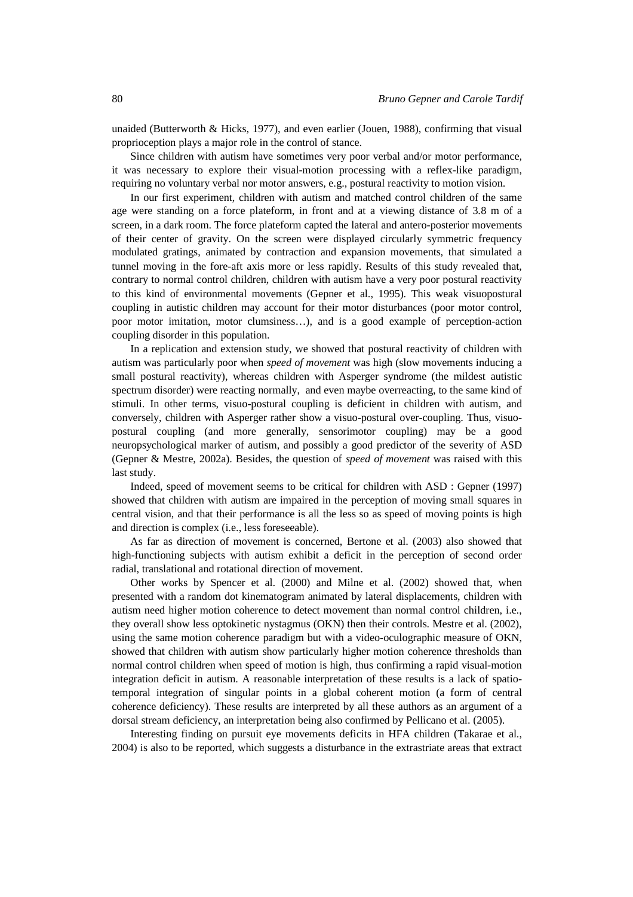unaided (Butterworth & Hicks, 1977), and even earlier (Jouen, 1988), confirming that visual proprioception plays a major role in the control of stance.

Since children with autism have sometimes very poor verbal and/or motor performance, it was necessary to explore their visual-motion processing with a reflex-like paradigm, requiring no voluntary verbal nor motor answers, e.g., postural reactivity to motion vision.

In our first experiment, children with autism and matched control children of the same age were standing on a force plateform, in front and at a viewing distance of 3.8 m of a screen, in a dark room. The force plateform capted the lateral and antero-posterior movements of their center of gravity. On the screen were displayed circularly symmetric frequency modulated gratings, animated by contraction and expansion movements, that simulated a tunnel moving in the fore-aft axis more or less rapidly. Results of this study revealed that, contrary to normal control children, children with autism have a very poor postural reactivity to this kind of environmental movements (Gepner et al., 1995). This weak visuopostural coupling in autistic children may account for their motor disturbances (poor motor control, poor motor imitation, motor clumsiness…), and is a good example of perception-action coupling disorder in this population.

In a replication and extension study, we showed that postural reactivity of children with autism was particularly poor when *speed of movement* was high (slow movements inducing a small postural reactivity), whereas children with Asperger syndrome (the mildest autistic spectrum disorder) were reacting normally, and even maybe overreacting, to the same kind of stimuli. In other terms, visuo-postural coupling is deficient in children with autism, and conversely, children with Asperger rather show a visuo-postural over-coupling. Thus, visuo-postural coupling (and more generally, sensorimotor coupling) may be a good neuropsychological marker of autism, and possibly a good predictor of the severity of ASD (Gepner & Mestre, 2002a). Besides, the question of *speed of movement* was raised with this last study.

Indeed, speed of movement seems to be critical for children with ASD : Gepner (1997) showed that children with autism are impaired in the perception of moving small squares in central vision, and that their performance is all the less so as speed of moving points is high and direction is complex (i.e., less foreseeable).

As far as direction of movement is concerned, Bertone et al. (2003) also showed that high-functioning subjects with autism exhibit a deficit in the perception of second order radial, translational and rotational direction of movement.

Other works by Spencer et al. (2000) and Milne et al. (2002) showed that, when presented with a random dot kinematogram animated by lateral displacements, children with autism need higher motion coherence to detect movement than normal control children, i.e., they overall show less optokinetic nystagmus (OKN) then their controls. Mestre et al. (2002), using the same motion coherence paradigm but with a video-oculographic measure of OKN, showed that children with autism show particularly higher motion coherence thresholds than normal control children when speed of motion is high, thus confirming a rapid visual-motion integration deficit in autism. A reasonable interpretation of these results is a lack of spatio-temporal integration of singular points in a global coherent motion (a form of central coherence deficiency). These results are interpreted by all these authors as an argument of a dorsal stream deficiency, an interpretation being also confirmed by Pellicano et al. (2005).

Interesting finding on pursuit eye movements deficits in HFA children (Takarae et al., 2004) is also to be reported, which suggests a disturbance in the extrastriate areas that extract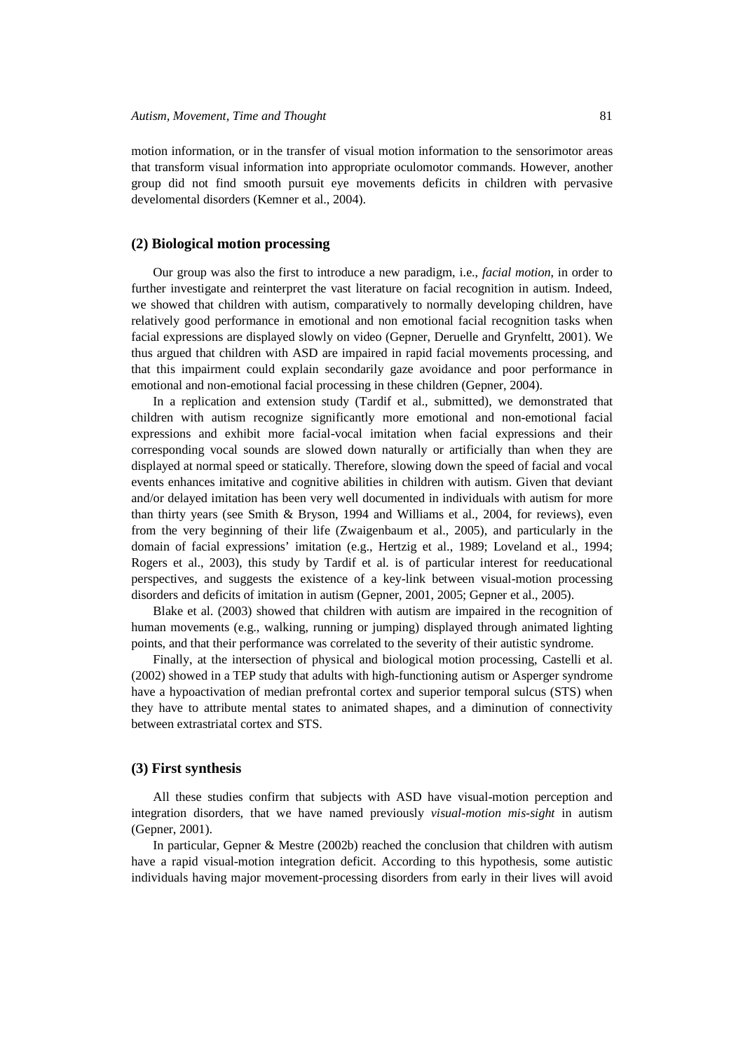motion information, or in the transfer of visual motion information to the sensorimotor areas that transform visual information into appropriate oculomotor commands. However, another group did not find smooth pursuit eye movements deficits in children with pervasive develomental disorders (Kemner et al., 2004).

### (2) Biological motion processing

Our group was also the first to introduce a new paradigm, i.e., *facial motion*, in order to further investigate and reinterpret the vast literature on facial recognition in autism. Indeed, we showed that children with autism, comparatively to normally developing children, have relatively good performance in emotional and non emotional facial recognition tasks when facial expressions are displayed slowly on video (Gepner, Deruelle and Grynfeltt, 2001). We thus argued that children with ASD are impaired in rapid facial movements processing, and that this impairment could explain secondarily gaze avoidance and poor performance in emotional and non-emotional facial processing in these children (Gepner, 2004).

In a replication and extension study (Tardif et al., submitted), we demonstrated that children with autism recognize significantly more emotional and non-emotional facial expressions and exhibit more facial-vocal imitation when facial expressions and their corresponding vocal sounds are slowed down naturally or artificially than when they are displayed at normal speed or statically. Therefore, slowing down the speed of facial and vocal events enhances imitative and cognitive abilities in children with autism. Given that deviant and/or delayed imitation has been very well documented in individuals with autism for more than thirty years (see Smith & Bryson, 1994 and Williams et al., 2004, for reviews), even from the very beginning of their life (Zwaigenbaum et al., 2005), and particularly in the domain of facial expressions' imitation (e.g., Hertzig et al., 1989; Loveland et al., 1994; Rogers et al., 2003), this study by Tardif et al. is of particular interest for reeducational perspectives, and suggests the existence of a key-link between visual-motion processing disorders and deficits of imitation in autism (Gepner, 2001, 2005; Gepner et al., 2005).

Blake et al. (2003) showed that children with autism are impaired in the recognition of human movements (e.g., walking, running or jumping) displayed through animated lighting points, and that their performance was correlated to the severity of their autistic syndrome.

Finally, at the intersection of physical and biological motion processing, Castelli et al. (2002) showed in a TEP study that adults with high-functioning autism or Asperger syndrome have a hypoactivation of median prefrontal cortex and superior temporal sulcus (STS) when they have to attribute mental states to animated shapes, and a diminution of connectivity between extrastriatal cortex and STS.

### (3) First synthesis

All these studies confirm that subjects with ASD have visual-motion perception and integration disorders, that we have named previously *visual-motion mis-sight* in autism (Gepner, 2001).

In particular, Gepner & Mestre (2002b) reached the conclusion that children with autism have a rapid visual-motion integration deficit. According to this hypothesis, some autistic individuals having major movement-processing disorders from early in their lives will avoid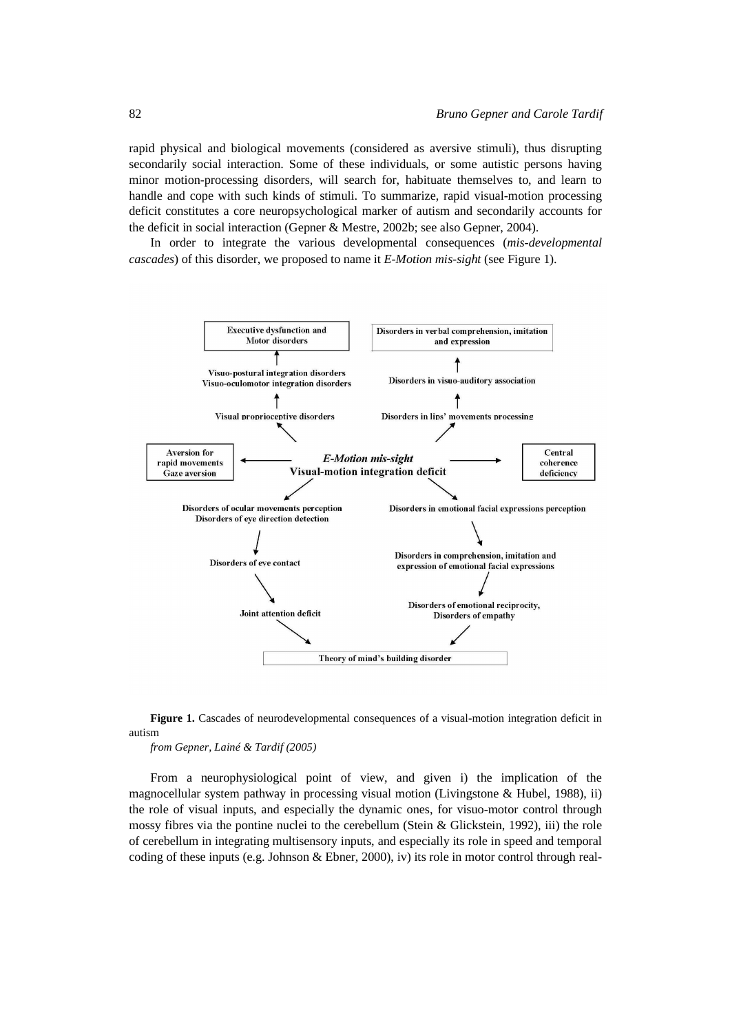rapid physical and biological movements (considered as aversive stimuli), thus disrupting secondarily social interaction. Some of these individuals, or some autistic persons having minor motion-processing disorders, will search for, habituate themselves to, and learn to handle and cope with such kinds of stimuli. To summarize, rapid visual-motion processing deficit constitutes a core neuropsychological marker of autism and secondarily accounts for the deficit in social interaction (Gepner & Mestre, 2002b; see also Gepner, 2004).

In order to integrate the various developmental consequences (*mis-developmental cascades*) of this disorder, we proposed to name it *E-Motion mis-sight* (see Figure 1).

Executive dysfunction and Motor disorders

Visuo-postural integration disorders
Visuo-oculomotor integration disorders

Visual proprioceptive disorders

Disorders in verbal comprehension, imitation and expression

Disorders in visuo-auditory association

Disorders in lips' movements processing

Aversion for rapid movements
Gaze aversion

*E-Motion mis-sight*
Visual-motion integration deficit

Central coherence deficiency

Disorders of ocular movements perception
Disorders of eye direction detection

Disorders of eye contact

Joint attention deficit

Disorders in emotional facial expressions perception

Disorders in comprehension, imitation and expression of emotional facial expressions

Disorders of emotional reciprocity,
Disorders of empathy

Theory of mind's building disorder

**Figure 1.** Cascades of neurodevelopmental consequences of a visual-motion integration deficit in autism
*from Gepner, Lainé & Tardif (2005)*

From a neurophysiological point of view, and given i) the implication of the magnocellular system pathway in processing visual motion (Livingstone & Hubel, 1988), ii) the role of visual inputs, and especially the dynamic ones, for visuo-motor control through mossy fibres via the pontine nuclei to the cerebellum (Stein & Glickstein, 1992), iii) the role of cerebellum in integrating multisensory inputs, and especially its role in speed and temporal coding of these inputs (e.g. Johnson & Ebner, 2000), iv) its role in motor control through real-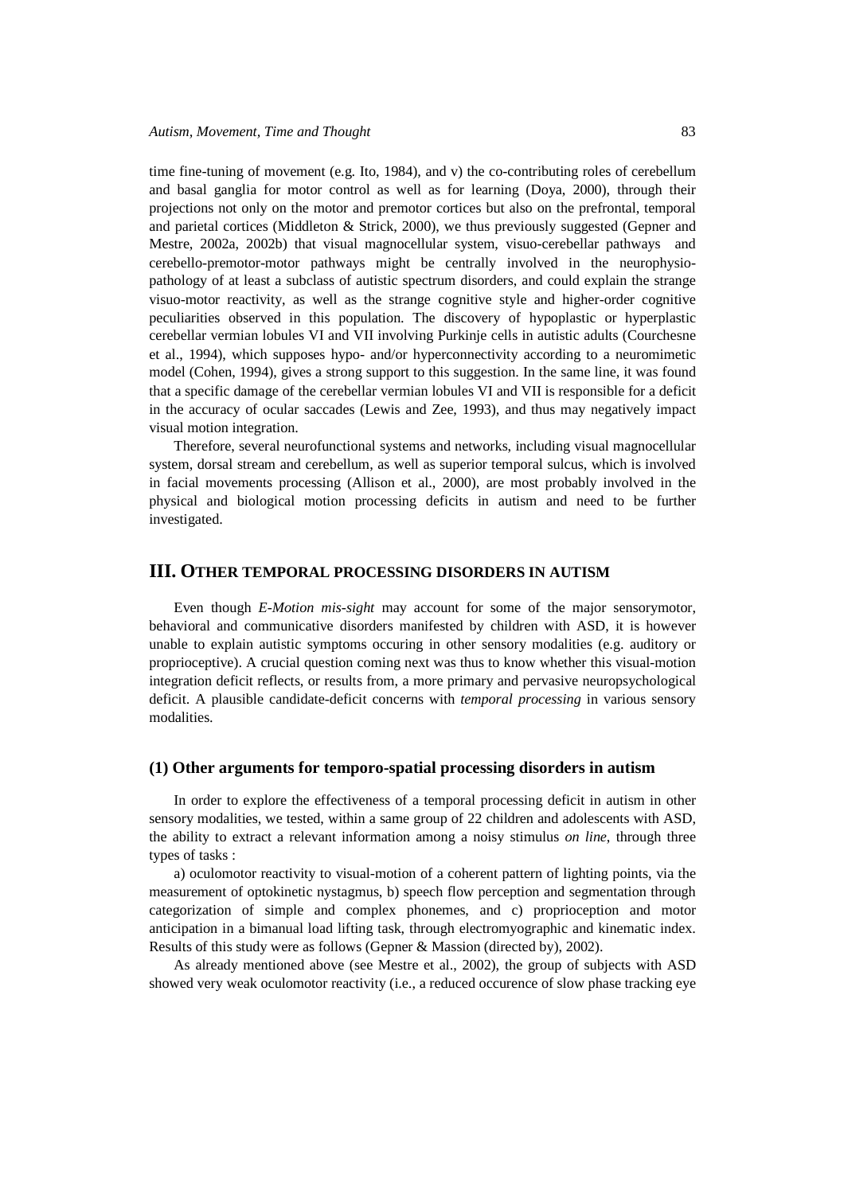time fine-tuning of movement (e.g. Ito, 1984), and v) the co-contributing roles of cerebellum and basal ganglia for motor control as well as for learning (Doya, 2000), through their projections not only on the motor and premotor cortices but also on the prefrontal, temporal and parietal cortices (Middleton & Strick, 2000), we thus previously suggested (Gepner and Mestre, 2002a, 2002b) that visual magnocellular system, visuo-cerebellar pathways and cerebello-premotor-motor pathways might be centrally involved in the neurophysio-pathology of at least a subclass of autistic spectrum disorders, and could explain the strange visuo-motor reactivity, as well as the strange cognitive style and higher-order cognitive peculiarities observed in this population. The discovery of hypoplastic or hyperplastic cerebellar vermian lobules VI and VII involving Purkinje cells in autistic adults (Courchesne et al., 1994), which supposes hypo- and/or hyperconnectivity according to a neuromimetic model (Cohen, 1994), gives a strong support to this suggestion. In the same line, it was found that a specific damage of the cerebellar vermian lobules VI and VII is responsible for a deficit in the accuracy of ocular saccades (Lewis and Zee, 1993), and thus may negatively impact visual motion integration.

Therefore, several neurofunctional systems and networks, including visual magnocellular system, dorsal stream and cerebellum, as well as superior temporal sulcus, which is involved in facial movements processing (Allison et al., 2000), are most probably involved in the physical and biological motion processing deficits in autism and need to be further investigated.

## III. Other Temporal Processing Disorders in Autism

Even though *E-Motion mis-sight* may account for some of the major sensorymotor, behavioral and communicative disorders manifested by children with ASD, it is however unable to explain autistic symptoms occuring in other sensory modalities (e.g. auditory or proprioceptive). A crucial question coming next was thus to know whether this visual-motion integration deficit reflects, or results from, a more primary and pervasive neuropsychological deficit. A plausible candidate-deficit concerns with *temporal processing* in various sensory modalities.

### (1) Other arguments for temporo-spatial processing disorders in autism

In order to explore the effectiveness of a temporal processing deficit in autism in other sensory modalities, we tested, within a same group of 22 children and adolescents with ASD, the ability to extract a relevant information among a noisy stimulus *on line*, through three types of tasks :

a) oculomotor reactivity to visual-motion of a coherent pattern of lighting points, via the measurement of optokinetic nystagmus, b) speech flow perception and segmentation through categorization of simple and complex phonemes, and c) proprioception and motor anticipation in a bimanual load lifting task, through electromyographic and kinematic index. Results of this study were as follows (Gepner & Massion (directed by), 2002).

As already mentioned above (see Mestre et al., 2002), the group of subjects with ASD showed very weak oculomotor reactivity (i.e., a reduced occurence of slow phase tracking eye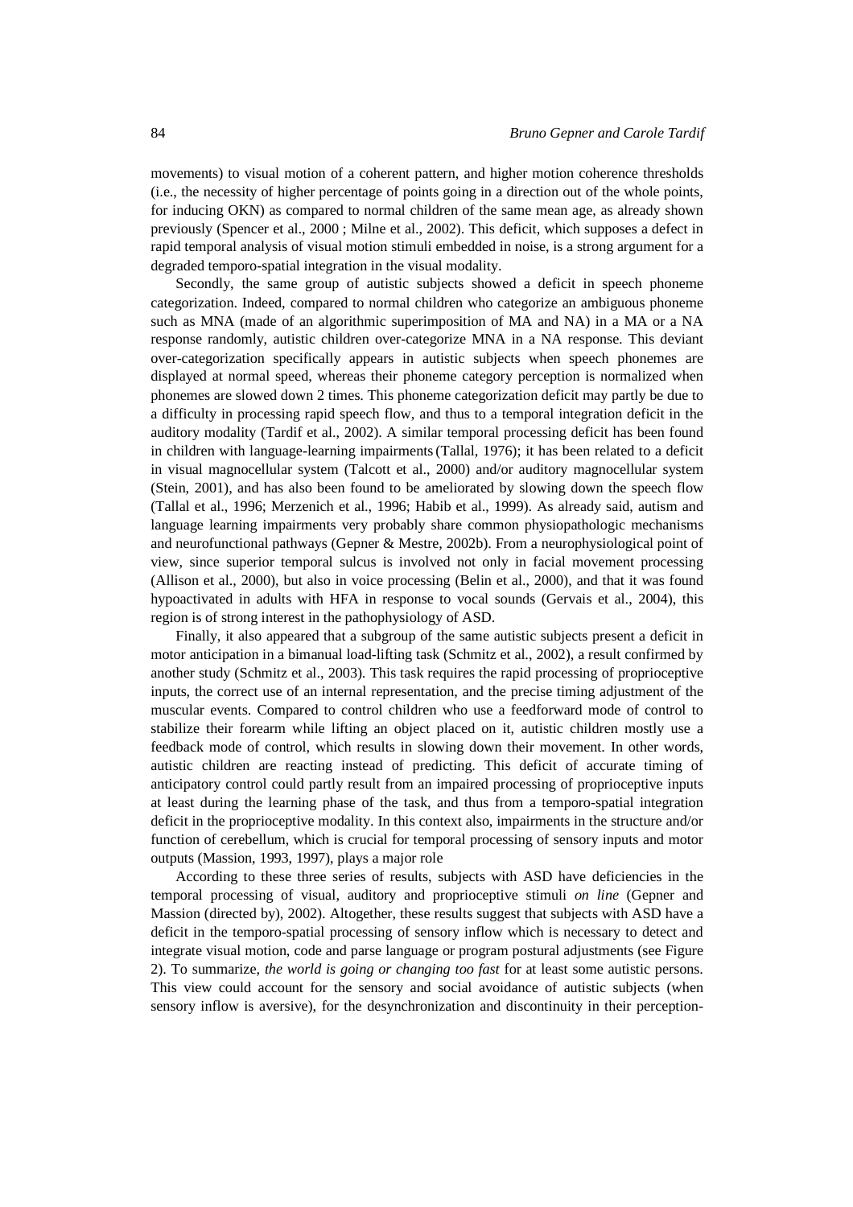movements) to visual motion of a coherent pattern, and higher motion coherence thresholds (i.e., the necessity of higher percentage of points going in a direction out of the whole points, for inducing OKN) as compared to normal children of the same mean age, as already shown previously (Spencer et al., 2000 ; Milne et al., 2002). This deficit, which supposes a defect in rapid temporal analysis of visual motion stimuli embedded in noise, is a strong argument for a degraded temporo-spatial integration in the visual modality.

Secondly, the same group of autistic subjects showed a deficit in speech phoneme categorization. Indeed, compared to normal children who categorize an ambiguous phoneme such as MNA (made of an algorithmic superimposition of MA and NA) in a MA or a NA response randomly, autistic children over-categorize MNA in a NA response. This deviant over-categorization specifically appears in autistic subjects when speech phonemes are displayed at normal speed, whereas their phoneme category perception is normalized when phonemes are slowed down 2 times. This phoneme categorization deficit may partly be due to a difficulty in processing rapid speech flow, and thus to a temporal integration deficit in the auditory modality (Tardif et al., 2002). A similar temporal processing deficit has been found in children with language-learning impairments (Tallal, 1976); it has been related to a deficit in visual magnocellular system (Talcott et al., 2000) and/or auditory magnocellular system (Stein, 2001), and has also been found to be ameliorated by slowing down the speech flow (Tallal et al., 1996; Merzenich et al., 1996; Habib et al., 1999). As already said, autism and language learning impairments very probably share common physiopathologic mechanisms and neurofunctional pathways (Gepner & Mestre, 2002b). From a neurophysiological point of view, since superior temporal sulcus is involved not only in facial movement processing (Allison et al., 2000), but also in voice processing (Belin et al., 2000), and that it was found hypoactivated in adults with HFA in response to vocal sounds (Gervais et al., 2004), this region is of strong interest in the pathophysiology of ASD.

Finally, it also appeared that a subgroup of the same autistic subjects present a deficit in motor anticipation in a bimanual load-lifting task (Schmitz et al., 2002), a result confirmed by another study (Schmitz et al., 2003). This task requires the rapid processing of proprioceptive inputs, the correct use of an internal representation, and the precise timing adjustment of the muscular events. Compared to control children who use a feedforward mode of control to stabilize their forearm while lifting an object placed on it, autistic children mostly use a feedback mode of control, which results in slowing down their movement. In other words, autistic children are reacting instead of predicting. This deficit of accurate timing of anticipatory control could partly result from an impaired processing of proprioceptive inputs at least during the learning phase of the task, and thus from a temporo-spatial integration deficit in the proprioceptive modality. In this context also, impairments in the structure and/or function of cerebellum, which is crucial for temporal processing of sensory inputs and motor outputs (Massion, 1993, 1997), plays a major role

According to these three series of results, subjects with ASD have deficiencies in the temporal processing of visual, auditory and proprioceptive stimuli *on line* (Gepner and Massion (directed by), 2002). Altogether, these results suggest that subjects with ASD have a deficit in the temporo-spatial processing of sensory inflow which is necessary to detect and integrate visual motion, code and parse language or program postural adjustments (see Figure 2). To summarize, *the world is going or changing too fast* for at least some autistic persons. This view could account for the sensory and social avoidance of autistic subjects (when sensory inflow is aversive), for the desynchronization and discontinuity in their perception-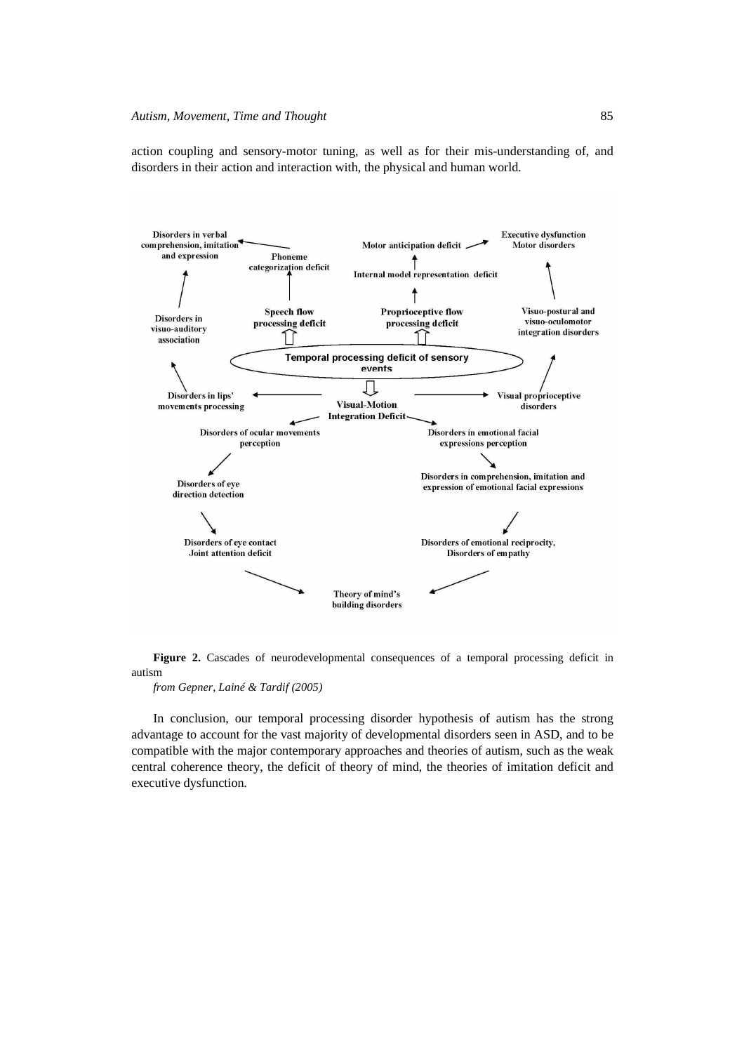action coupling and sensory-motor tuning, as well as for their mis-understanding of, and disorders in their action and interaction with, the physical and human world.

**Figure 2.** Cascades of neurodevelopmental consequences of a temporal processing deficit in autism

*from Gepner, Lainé & Tardif (2005)*

In conclusion, our temporal processing disorder hypothesis of autism has the strong advantage to account for the vast majority of developmental disorders seen in ASD, and to be compatible with the major contemporary approaches and theories of autism, such as the weak central coherence theory, the deficit of theory of mind, the theories of imitation deficit and executive dysfunction.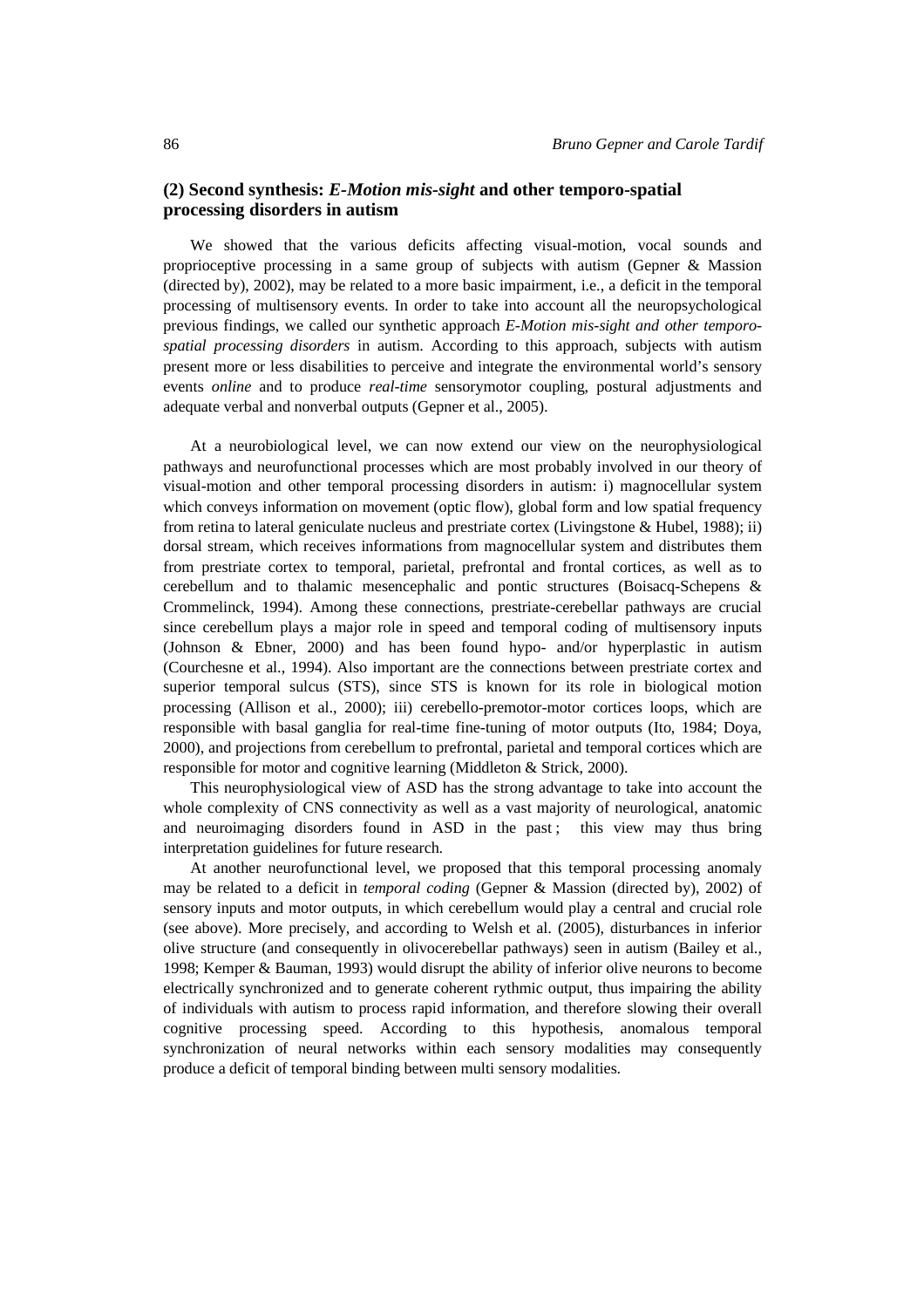### (2) Second synthesis: *E-Motion mis-sight* and other temporo-spatial processing disorders in autism

We showed that the various deficits affecting visual-motion, vocal sounds and proprioceptive processing in a same group of subjects with autism (Gepner & Massion (directed by), 2002), may be related to a more basic impairment, i.e., a deficit in the temporal processing of multisensory events. In order to take into account all the neuropsychological previous findings, we called our synthetic approach *E-Motion mis-sight and other temporo-spatial processing disorders* in autism. According to this approach, subjects with autism present more or less disabilities to perceive and integrate the environmental world's sensory events *online* and to produce *real-time* sensorymotor coupling, postural adjustments and adequate verbal and nonverbal outputs (Gepner et al., 2005).

At a neurobiological level, we can now extend our view on the neurophysiological pathways and neurofunctional processes which are most probably involved in our theory of visual-motion and other temporal processing disorders in autism: i) magnocellular system which conveys information on movement (optic flow), global form and low spatial frequency from retina to lateral geniculate nucleus and prestriate cortex (Livingstone & Hubel, 1988); ii) dorsal stream, which receives informations from magnocellular system and distributes them from prestriate cortex to temporal, parietal, prefrontal and frontal cortices, as well as to cerebellum and to thalamic mesencephalic and pontic structures (Boisacq-Schepens & Crommelinck, 1994). Among these connections, prestriate-cerebellar pathways are crucial since cerebellum plays a major role in speed and temporal coding of multisensory inputs (Johnson & Ebner, 2000) and has been found hypo- and/or hyperplastic in autism (Courchesne et al., 1994). Also important are the connections between prestriate cortex and superior temporal sulcus (STS), since STS is known for its role in biological motion processing (Allison et al., 2000); iii) cerebello-premotor-motor cortices loops, which are responsible with basal ganglia for real-time fine-tuning of motor outputs (Ito, 1984; Doya, 2000), and projections from cerebellum to prefrontal, parietal and temporal cortices which are responsible for motor and cognitive learning (Middleton & Strick, 2000).

This neurophysiological view of ASD has the strong advantage to take into account the whole complexity of CNS connectivity as well as a vast majority of neurological, anatomic and neuroimaging disorders found in ASD in the past ; this view may thus bring interpretation guidelines for future research.

At another neurofunctional level, we proposed that this temporal processing anomaly may be related to a deficit in *temporal coding* (Gepner & Massion (directed by), 2002) of sensory inputs and motor outputs, in which cerebellum would play a central and crucial role (see above). More precisely, and according to Welsh et al. (2005), disturbances in inferior olive structure (and consequently in olivocerebellar pathways) seen in autism (Bailey et al., 1998; Kemper & Bauman, 1993) would disrupt the ability of inferior olive neurons to become electrically synchronized and to generate coherent rythmic output, thus impairing the ability of individuals with autism to process rapid information, and therefore slowing their overall cognitive processing speed. According to this hypothesis, anomalous temporal synchronization of neural networks within each sensory modalities may consequently produce a deficit of temporal binding between multi sensory modalities.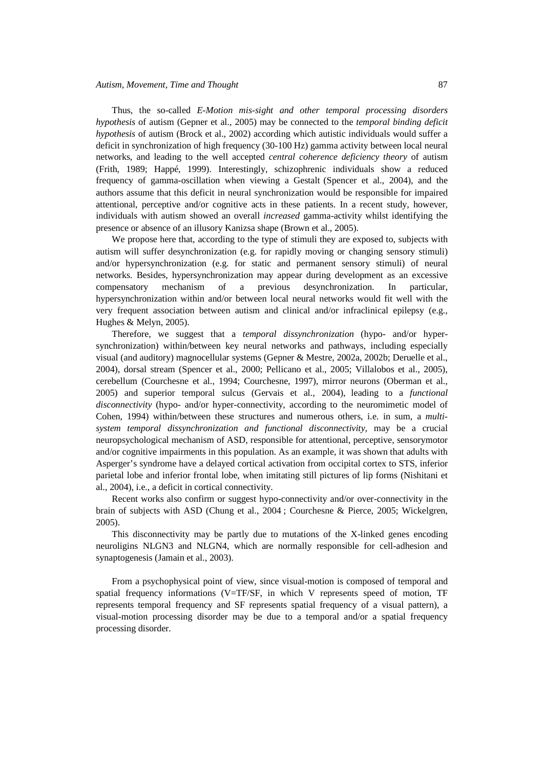Thus, the so-called *E-Motion mis-sight and other temporal processing disorders hypothesis* of autism (Gepner et al., 2005) may be connected to the *temporal binding deficit hypothesis* of autism (Brock et al., 2002) according which autistic individuals would suffer a deficit in synchronization of high frequency (30-100 Hz) gamma activity between local neural networks, and leading to the well accepted *central coherence deficiency theory* of autism (Frith, 1989; Happé, 1999). Interestingly, schizophrenic individuals show a reduced frequency of gamma-oscillation when viewing a Gestalt (Spencer et al., 2004), and the authors assume that this deficit in neural synchronization would be responsible for impaired attentional, perceptive and/or cognitive acts in these patients. In a recent study, however, individuals with autism showed an overall *increased* gamma-activity whilst identifying the presence or absence of an illusory Kanizsa shape (Brown et al., 2005).

We propose here that, according to the type of stimuli they are exposed to, subjects with autism will suffer desynchronization (e.g. for rapidly moving or changing sensory stimuli) and/or hypersynchronization (e.g. for static and permanent sensory stimuli) of neural networks. Besides, hypersynchronization may appear during development as an excessive compensatory mechanism of a previous desynchronization. In particular, hypersynchronization within and/or between local neural networks would fit well with the very frequent association between autism and clinical and/or infraclinical epilepsy (e.g., Hughes & Melyn, 2005).

Therefore, we suggest that a *temporal dissynchronization* (hypo- and/or hyper-synchronization) within/between key neural networks and pathways, including especially visual (and auditory) magnocellular systems (Gepner & Mestre, 2002a, 2002b; Deruelle et al., 2004), dorsal stream (Spencer et al., 2000; Pellicano et al., 2005; Villalobos et al., 2005), cerebellum (Courchesne et al., 1994; Courchesne, 1997), mirror neurons (Oberman et al., 2005) and superior temporal sulcus (Gervais et al., 2004), leading to a *functional disconnectivity* (hypo- and/or hyper-connectivity, according to the neuromimetic model of Cohen, 1994) within/between these structures and numerous others, i.e. in sum, a *multi-system temporal dissynchronization and functional disconnectivity,* may be a crucial neuropsychological mechanism of ASD, responsible for attentional, perceptive, sensorymotor and/or cognitive impairments in this population. As an example, it was shown that adults with Asperger's syndrome have a delayed cortical activation from occipital cortex to STS, inferior parietal lobe and inferior frontal lobe, when imitating still pictures of lip forms (Nishitani et al., 2004), i.e., a deficit in cortical connectivity.

Recent works also confirm or suggest hypo-connectivity and/or over-connectivity in the brain of subjects with ASD (Chung et al., 2004 ; Courchesne & Pierce, 2005; Wickelgren, 2005).

This disconnectivity may be partly due to mutations of the X-linked genes encoding neuroligins NLGN3 and NLGN4, which are normally responsible for cell-adhesion and synaptogenesis (Jamain et al., 2003).

From a psychophysical point of view, since visual-motion is composed of temporal and spatial frequency informations ($V=TF/SF$, in which V represents speed of motion, TF represents temporal frequency and SF represents spatial frequency of a visual pattern), a visual-motion processing disorder may be due to a temporal and/or a spatial frequency processing disorder.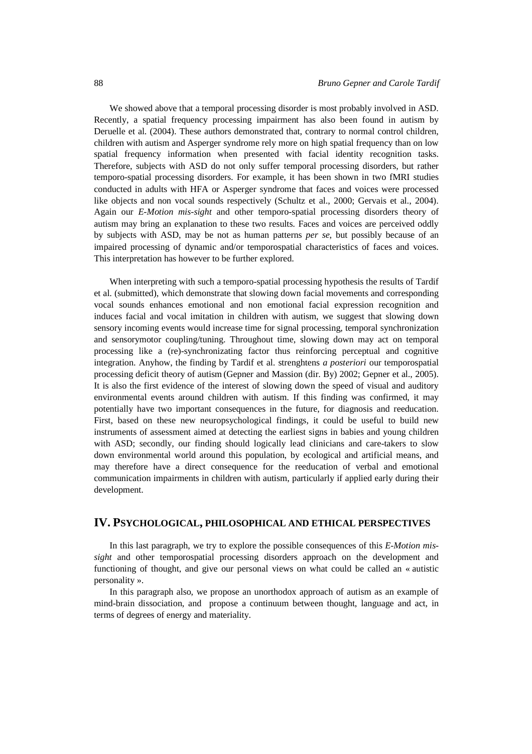We showed above that a temporal processing disorder is most probably involved in ASD. Recently, a spatial frequency processing impairment has also been found in autism by Deruelle et al. (2004). These authors demonstrated that, contrary to normal control children, children with autism and Asperger syndrome rely more on high spatial frequency than on low spatial frequency information when presented with facial identity recognition tasks. Therefore, subjects with ASD do not only suffer temporal processing disorders, but rather temporo-spatial processing disorders. For example, it has been shown in two fMRI studies conducted in adults with HFA or Asperger syndrome that faces and voices were processed like objects and non vocal sounds respectively (Schultz et al., 2000; Gervais et al., 2004). Again our *E-Motion mis-sight* and other temporo-spatial processing disorders theory of autism may bring an explanation to these two results. Faces and voices are perceived oddly by subjects with ASD, may be not as human patterns *per se*, but possibly because of an impaired processing of dynamic and/or temporospatial characteristics of faces and voices. This interpretation has however to be further explored.

When interpreting with such a temporo-spatial processing hypothesis the results of Tardif et al. (submitted), which demonstrate that slowing down facial movements and corresponding vocal sounds enhances emotional and non emotional facial expression recognition and induces facial and vocal imitation in children with autism, we suggest that slowing down sensory incoming events would increase time for signal processing, temporal synchronization and sensorymotor coupling/tuning. Throughout time, slowing down may act on temporal processing like a (re)-synchronizating factor thus reinforcing perceptual and cognitive integration. Anyhow, the finding by Tardif et al. strenghtens *a posteriori* our temporospatial processing deficit theory of autism (Gepner and Massion (dir. By) 2002; Gepner et al., 2005). It is also the first evidence of the interest of slowing down the speed of visual and auditory environmental events around children with autism. If this finding was confirmed, it may potentially have two important consequences in the future, for diagnosis and reeducation. First, based on these new neuropsychological findings, it could be useful to build new instruments of assessment aimed at detecting the earliest signs in babies and young children with ASD; secondly, our finding should logically lead clinicians and care-takers to slow down environmental world around this population, by ecological and artificial means, and may therefore have a direct consequence for the reeducation of verbal and emotional communication impairments in children with autism, particularly if applied early during their development.

## IV. Psychological, Philosophical and Ethical Perspectives

In this last paragraph, we try to explore the possible consequences of this *E-Motion mis-sight* and other temporospatial processing disorders approach on the development and functioning of thought, and give our personal views on what could be called an « autistic personality ».

In this paragraph also, we propose an unorthodox approach of autism as an example of mind-brain dissociation, and propose a continuum between thought, language and act, in terms of degrees of energy and materiality.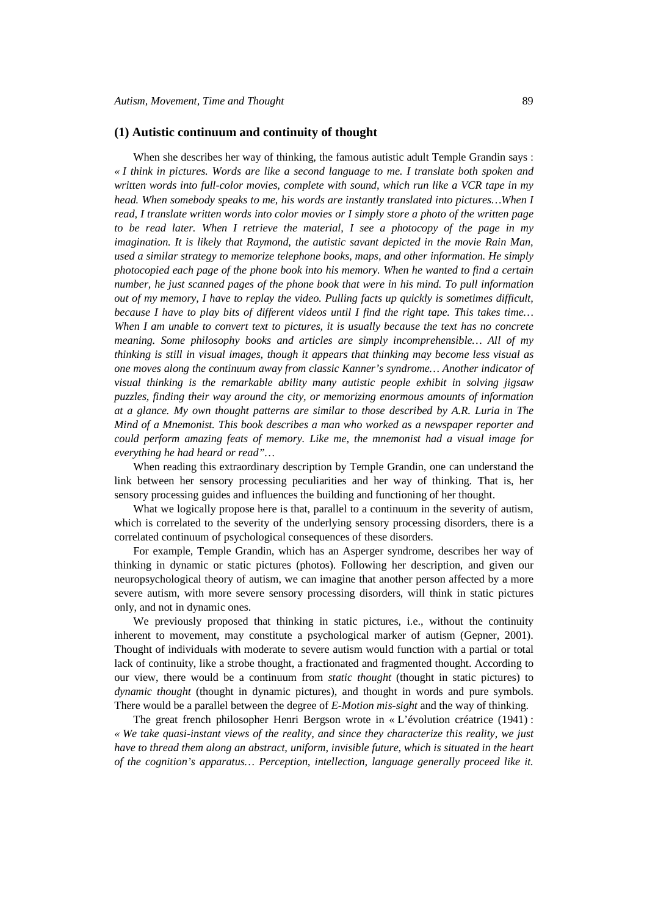### (1) Autistic continuum and continuity of thought

When she describes her way of thinking, the famous autistic adult Temple Grandin says : *« I think in pictures. Words are like a second language to me. I translate both spoken and written words into full-color movies, complete with sound, which run like a VCR tape in my head. When somebody speaks to me, his words are instantly translated into pictures…When I read, I translate written words into color movies or I simply store a photo of the written page to be read later. When I retrieve the material, I see a photocopy of the page in my imagination. It is likely that Raymond, the autistic savant depicted in the movie Rain Man, used a similar strategy to memorize telephone books, maps, and other information. He simply photocopied each page of the phone book into his memory. When he wanted to find a certain number, he just scanned pages of the phone book that were in his mind. To pull information out of my memory, I have to replay the video. Pulling facts up quickly is sometimes difficult, because I have to play bits of different videos until I find the right tape. This takes time… When I am unable to convert text to pictures, it is usually because the text has no concrete meaning. Some philosophy books and articles are simply incomprehensible… All of my thinking is still in visual images, though it appears that thinking may become less visual as one moves along the continuum away from classic Kanner's syndrome… Another indicator of visual thinking is the remarkable ability many autistic people exhibit in solving jigsaw puzzles, finding their way around the city, or memorizing enormous amounts of information at a glance. My own thought patterns are similar to those described by A.R. Luria in The Mind of a Mnemonist. This book describes a man who worked as a newspaper reporter and could perform amazing feats of memory. Like me, the mnemonist had a visual image for everything he had heard or read"…*

When reading this extraordinary description by Temple Grandin, one can understand the link between her sensory processing peculiarities and her way of thinking. That is, her sensory processing guides and influences the building and functioning of her thought.

What we logically propose here is that, parallel to a continuum in the severity of autism, which is correlated to the severity of the underlying sensory processing disorders, there is a correlated continuum of psychological consequences of these disorders.

For example, Temple Grandin, which has an Asperger syndrome, describes her way of thinking in dynamic or static pictures (photos). Following her description, and given our neuropsychological theory of autism, we can imagine that another person affected by a more severe autism, with more severe sensory processing disorders, will think in static pictures only, and not in dynamic ones.

We previously proposed that thinking in static pictures, i.e., without the continuity inherent to movement, may constitute a psychological marker of autism (Gepner, 2001). Thought of individuals with moderate to severe autism would function with a partial or total lack of continuity, like a strobe thought, a fractionated and fragmented thought. According to our view, there would be a continuum from *static thought* (thought in static pictures) to *dynamic thought* (thought in dynamic pictures), and thought in words and pure symbols. There would be a parallel between the degree of *E-Motion mis-sight* and the way of thinking.

The great french philosopher Henri Bergson wrote in « L'évolution créatrice (1941) : *« We take quasi-instant views of the reality, and since they characterize this reality, we just have to thread them along an abstract, uniform, invisible future, which is situated in the heart of the cognition's apparatus… Perception, intellection, language generally proceed like it.*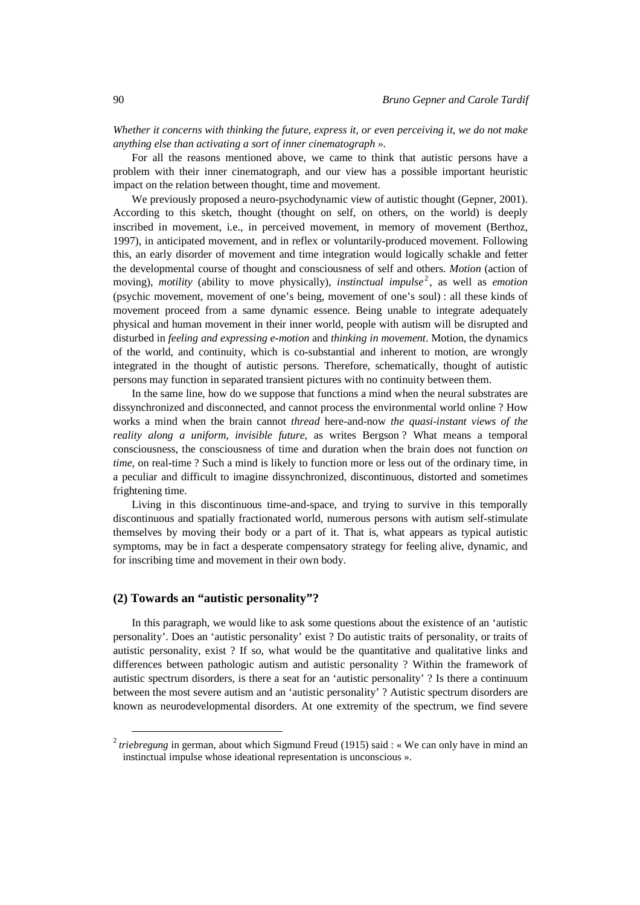*Whether it concerns with thinking the future, express it, or even perceiving it, we do not make anything else than activating a sort of inner cinematograph ».*

For all the reasons mentioned above, we came to think that autistic persons have a problem with their inner cinematograph, and our view has a possible important heuristic impact on the relation between thought, time and movement.

We previously proposed a neuro-psychodynamic view of autistic thought (Gepner, 2001). According to this sketch, thought (thought on self, on others, on the world) is deeply inscribed in movement, i.e., in perceived movement, in memory of movement (Berthoz, 1997), in anticipated movement, and in reflex or voluntarily-produced movement. Following this, an early disorder of movement and time integration would logically schakle and fetter the developmental course of thought and consciousness of self and others. *Motion* (action of moving), *motility* (ability to move physically), *instinctual impulse*[2], as well as *emotion* (psychic movement, movement of one's being, movement of one's soul) : all these kinds of movement proceed from a same dynamic essence. Being unable to integrate adequately physical and human movement in their inner world, people with autism will be disrupted and disturbed in *feeling and expressing e-motion* and *thinking in movement*. Motion, the dynamics of the world, and continuity, which is co-substantial and inherent to motion, are wrongly integrated in the thought of autistic persons. Therefore, schematically, thought of autistic persons may function in separated transient pictures with no continuity between them.

In the same line, how do we suppose that functions a mind when the neural substrates are dissynchronized and disconnected, and cannot process the environmental world online ? How works a mind when the brain cannot *thread* here-and-now *the quasi-instant views of the reality along a uniform, invisible future*, as writes Bergson ? What means a temporal consciousness, the consciousness of time and duration when the brain does not function *on time*, on real-time ? Such a mind is likely to function more or less out of the ordinary time, in a peculiar and difficult to imagine dissynchronized, discontinuous, distorted and sometimes frightening time.

Living in this discontinuous time-and-space, and trying to survive in this temporally discontinuous and spatially fractionated world, numerous persons with autism self-stimulate themselves by moving their body or a part of it. That is, what appears as typical autistic symptoms, may be in fact a desperate compensatory strategy for feeling alive, dynamic, and for inscribing time and movement in their own body.

## (2) Towards an "autistic personality"?

In this paragraph, we would like to ask some questions about the existence of an 'autistic personality'. Does an 'autistic personality' exist ? Do autistic traits of personality, or traits of autistic personality, exist ? If so, what would be the quantitative and qualitative links and differences between pathologic autism and autistic personality ? Within the framework of autistic spectrum disorders, is there a seat for an 'autistic personality' ? Is there a continuum between the most severe autism and an 'autistic personality' ? Autistic spectrum disorders are known as neurodevelopmental disorders. At one extremity of the spectrum, we find severe

[2] *triebregung* in german, about which Sigmund Freud (1915) said : « We can only have in mind an instinctual impulse whose ideational representation is unconscious ».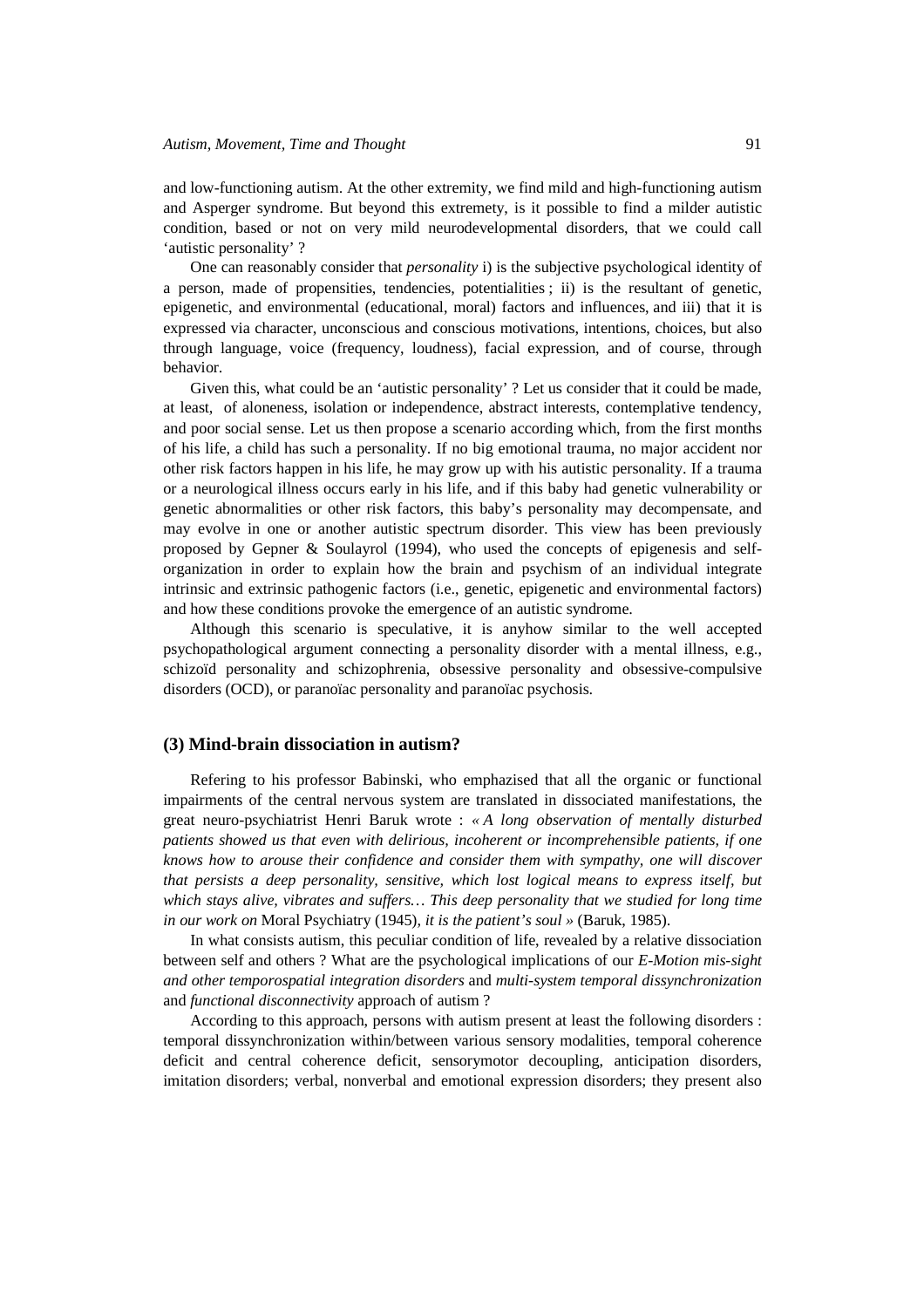and low-functioning autism. At the other extremity, we find mild and high-functioning autism and Asperger syndrome. But beyond this extremety, is it possible to find a milder autistic condition, based or not on very mild neurodevelopmental disorders, that we could call 'autistic personality' ?

One can reasonably consider that *personality* i) is the subjective psychological identity of a person, made of propensities, tendencies, potentialities ; ii) is the resultant of genetic, epigenetic, and environmental (educational, moral) factors and influences, and iii) that it is expressed via character, unconscious and conscious motivations, intentions, choices, but also through language, voice (frequency, loudness), facial expression, and of course, through behavior.

Given this, what could be an 'autistic personality' ? Let us consider that it could be made, at least, of aloneness, isolation or independence, abstract interests, contemplative tendency, and poor social sense. Let us then propose a scenario according which, from the first months of his life, a child has such a personality. If no big emotional trauma, no major accident nor other risk factors happen in his life, he may grow up with his autistic personality. If a trauma or a neurological illness occurs early in his life, and if this baby had genetic vulnerability or genetic abnormalities or other risk factors, this baby's personality may decompensate, and may evolve in one or another autistic spectrum disorder. This view has been previously proposed by Gepner & Soulayrol (1994), who used the concepts of epigenesis and self-organization in order to explain how the brain and psychism of an individual integrate intrinsic and extrinsic pathogenic factors (i.e., genetic, epigenetic and environmental factors) and how these conditions provoke the emergence of an autistic syndrome.

Although this scenario is speculative, it is anyhow similar to the well accepted psychopathological argument connecting a personality disorder with a mental illness, e.g., schizoïd personality and schizophrenia, obsessive personality and obsessive-compulsive disorders (OCD), or paranoïac personality and paranoïac psychosis.

### (3) Mind-brain dissociation in autism?

Refering to his professor Babinski, who emphazised that all the organic or functional impairments of the central nervous system are translated in dissociated manifestations, the great neuro-psychiatrist Henri Baruk wrote : *« A long observation of mentally disturbed patients showed us that even with delirious, incoherent or incomprehensible patients, if one knows how to arouse their confidence and consider them with sympathy, one will discover that persists a deep personality, sensitive, which lost logical means to express itself, but which stays alive, vibrates and suffers… This deep personality that we studied for long time in our work on* Moral Psychiatry (1945)*, it is the patient's soul »* (Baruk, 1985).

In what consists autism, this peculiar condition of life, revealed by a relative dissociation between self and others ? What are the psychological implications of our *E-Motion mis-sight and other temporospatial integration disorders* and *multi-system temporal dissynchronization* and *functional disconnectivity* approach of autism ?

According to this approach, persons with autism present at least the following disorders : temporal dissynchronization within/between various sensory modalities, temporal coherence deficit and central coherence deficit, sensorymotor decoupling, anticipation disorders, imitation disorders; verbal, nonverbal and emotional expression disorders; they present also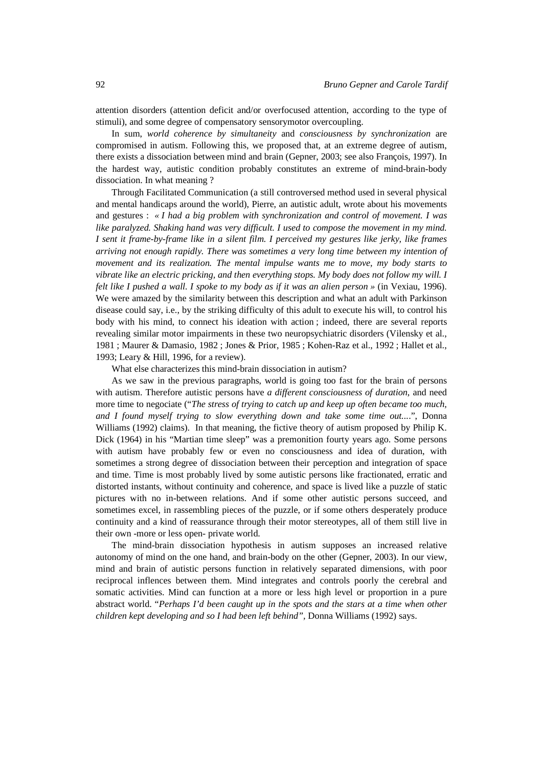attention disorders (attention deficit and/or overfocused attention, according to the type of stimuli), and some degree of compensatory sensorymotor overcoupling.

In sum, *world coherence by simultaneity* and *consciousness by synchronization* are compromised in autism. Following this, we proposed that, at an extreme degree of autism, there exists a dissociation between mind and brain (Gepner, 2003; see also François, 1997). In the hardest way, autistic condition probably constitutes an extreme of mind-brain-body dissociation. In what meaning ?

Through Facilitated Communication (a still controversed method used in several physical and mental handicaps around the world), Pierre, an autistic adult, wrote about his movements and gestures : *« I had a big problem with synchronization and control of movement. I was like paralyzed. Shaking hand was very difficult. I used to compose the movement in my mind. I sent it frame-by-frame like in a silent film. I perceived my gestures like jerky, like frames arriving not enough rapidly. There was sometimes a very long time between my intention of movement and its realization. The mental impulse wants me to move, my body starts to vibrate like an electric pricking, and then everything stops. My body does not follow my will. I felt like I pushed a wall. I spoke to my body as if it was an alien person »* (in Vexiau, 1996). We were amazed by the similarity between this description and what an adult with Parkinson disease could say, i.e., by the striking difficulty of this adult to execute his will, to control his body with his mind, to connect his ideation with action ; indeed, there are several reports revealing similar motor impairments in these two neuropsychiatric disorders (Vilensky et al., 1981 ; Maurer & Damasio, 1982 ; Jones & Prior, 1985 ; Kohen-Raz et al., 1992 ; Hallet et al., 1993; Leary & Hill, 1996, for a review).

What else characterizes this mind-brain dissociation in autism?

As we saw in the previous paragraphs, world is going too fast for the brain of persons with autism. Therefore autistic persons have *a different consciousness of duration*, and need more time to negociate ("*The stress of trying to catch up and keep up often became too much, and I found myself trying to slow everything down and take some time out....*", Donna Williams (1992) claims). In that meaning, the fictive theory of autism proposed by Philip K. Dick (1964) in his "Martian time sleep" was a premonition fourty years ago. Some persons with autism have probably few or even no consciousness and idea of duration, with sometimes a strong degree of dissociation between their perception and integration of space and time. Time is most probably lived by some autistic persons like fractionated, erratic and distorted instants, without continuity and coherence, and space is lived like a puzzle of static pictures with no in-between relations. And if some other autistic persons succeed, and sometimes excel, in rassembling pieces of the puzzle, or if some others desperately produce continuity and a kind of reassurance through their motor stereotypes, all of them still live in their own -more or less open- private world.

The mind-brain dissociation hypothesis in autism supposes an increased relative autonomy of mind on the one hand, and brain-body on the other (Gepner, 2003). In our view, mind and brain of autistic persons function in relatively separated dimensions, with poor reciprocal inflences between them. Mind integrates and controls poorly the cerebral and somatic activities. Mind can function at a more or less high level or proportion in a pure abstract world. "*Perhaps I'd been caught up in the spots and the stars at a time when other children kept developing and so I had been left behind",* Donna Williams (1992) says.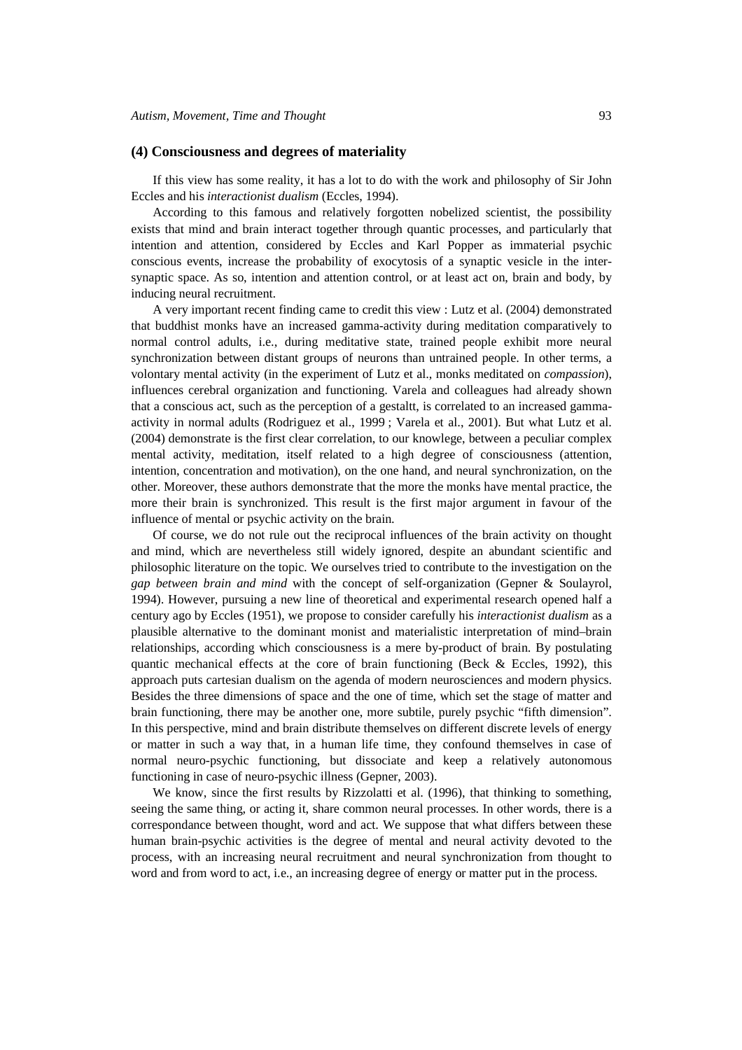## (4) Consciousness and degrees of materiality

If this view has some reality, it has a lot to do with the work and philosophy of Sir John Eccles and his *interactionist dualism* (Eccles, 1994).

According to this famous and relatively forgotten nobelized scientist, the possibility exists that mind and brain interact together through quantic processes, and particularly that intention and attention, considered by Eccles and Karl Popper as immaterial psychic conscious events, increase the probability of exocytosis of a synaptic vesicle in the inter-synaptic space. As so, intention and attention control, or at least act on, brain and body, by inducing neural recruitment.

A very important recent finding came to credit this view : Lutz et al. (2004) demonstrated that buddhist monks have an increased gamma-activity during meditation comparatively to normal control adults, i.e., during meditative state, trained people exhibit more neural synchronization between distant groups of neurons than untrained people. In other terms, a volontary mental activity (in the experiment of Lutz et al., monks meditated on *compassion*), influences cerebral organization and functioning. Varela and colleagues had already shown that a conscious act, such as the perception of a gestalt, is correlated to an increased gamma-activity in normal adults (Rodriguez et al., 1999 ; Varela et al., 2001). But what Lutz et al. (2004) demonstrate is the first clear correlation, to our knowlege, between a peculiar complex mental activity, meditation, itself related to a high degree of consciousness (attention, intention, concentration and motivation), on the one hand, and neural synchronization, on the other. Moreover, these authors demonstrate that the more the monks have mental practice, the more their brain is synchronized. This result is the first major argument in favour of the influence of mental or psychic activity on the brain.

Of course, we do not rule out the reciprocal influences of the brain activity on thought and mind, which are nevertheless still widely ignored, despite an abundant scientific and philosophic literature on the topic. We ourselves tried to contribute to the investigation on the *gap between brain and mind* with the concept of self-organization (Gepner & Soulayrol, 1994). However, pursuing a new line of theoretical and experimental research opened half a century ago by Eccles (1951), we propose to consider carefully his *interactionist dualism* as a plausible alternative to the dominant monist and materialistic interpretation of mind–brain relationships, according which consciousness is a mere by-product of brain. By postulating quantic mechanical effects at the core of brain functioning (Beck & Eccles, 1992), this approach puts cartesian dualism on the agenda of modern neurosciences and modern physics. Besides the three dimensions of space and the one of time, which set the stage of matter and brain functioning, there may be another one, more subtile, purely psychic "fifth dimension". In this perspective, mind and brain distribute themselves on different discrete levels of energy or matter in such a way that, in a human life time, they confound themselves in case of normal neuro-psychic functioning, but dissociate and keep a relatively autonomous functioning in case of neuro-psychic illness (Gepner, 2003).

We know, since the first results by Rizzolatti et al. (1996), that thinking to something, seeing the same thing, or acting it, share common neural processes. In other words, there is a correspondance between thought, word and act. We suppose that what differs between these human brain-psychic activities is the degree of mental and neural activity devoted to the process, with an increasing neural recruitment and neural synchronization from thought to word and from word to act, i.e., an increasing degree of energy or matter put in the process.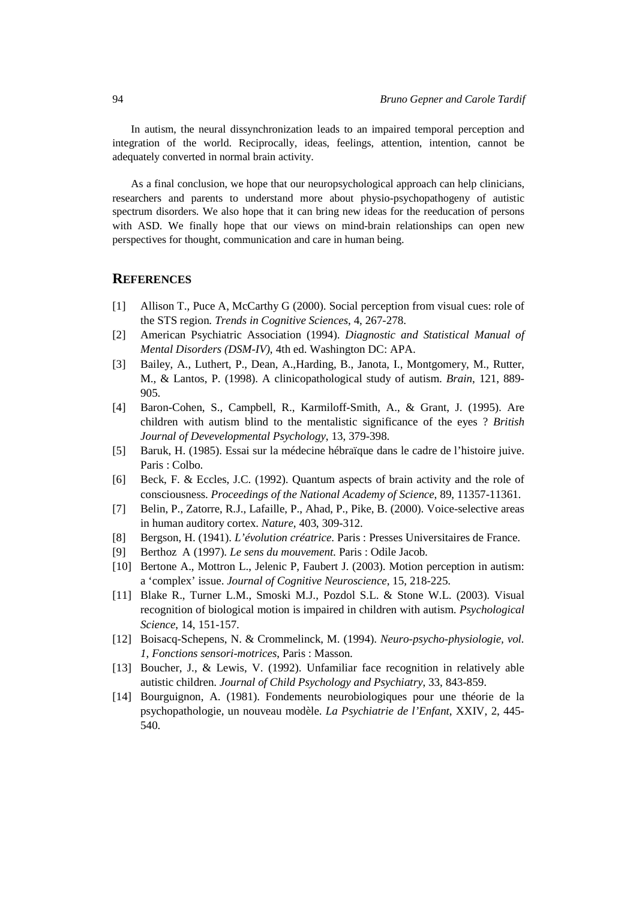In autism, the neural dissynchronization leads to an impaired temporal perception and integration of the world. Reciprocally, ideas, feelings, attention, intention, cannot be adequately converted in normal brain activity.

As a final conclusion, we hope that our neuropsychological approach can help clinicians, researchers and parents to understand more about physio-psychopathogeny of autistic spectrum disorders. We also hope that it can bring new ideas for the reeducation of persons with ASD. We finally hope that our views on mind-brain relationships can open new perspectives for thought, communication and care in human being.

## REFERENCES

[1] Allison T., Puce A, McCarthy G (2000). Social perception from visual cues: role of the STS region. *Trends in Cognitive Sciences*, 4, 267-278.

[2] American Psychiatric Association (1994). *Diagnostic and Statistical Manual of Mental Disorders (DSM-IV)*, 4th ed. Washington DC: APA.

[3] Bailey, A., Luthert, P., Dean, A.,Harding, B., Janota, I., Montgomery, M., Rutter, M., & Lantos, P. (1998). A clinicopathological study of autism. *Brain*, 121, 889-905.

[4] Baron-Cohen, S., Campbell, R., Karmiloff-Smith, A., & Grant, J. (1995). Are children with autism blind to the mentalistic significance of the eyes ? *British Journal of Devevelopmental Psychology*, 13, 379-398.

[5] Baruk, H. (1985). Essai sur la médecine hébraïque dans le cadre de l'histoire juive. Paris : Colbo.

[6] Beck, F. & Eccles, J.C. (1992). Quantum aspects of brain activity and the role of consciousness. *Proceedings of the National Academy of Science*, 89, 11357-11361.

[7] Belin, P., Zatorre, R.J., Lafaille, P., Ahad, P., Pike, B. (2000). Voice-selective areas in human auditory cortex. *Nature*, 403, 309-312.

[8] Bergson, H. (1941). *L'évolution créatrice*. Paris : Presses Universitaires de France.

[9] Berthoz A (1997). *Le sens du mouvement.* Paris : Odile Jacob.

[10] Bertone A., Mottron L., Jelenic P, Faubert J. (2003). Motion perception in autism: a 'complex' issue. *Journal of Cognitive Neuroscience*, 15, 218-225.

[11] Blake R., Turner L.M., Smoski M.J., Pozdol S.L. & Stone W.L. (2003). Visual recognition of biological motion is impaired in children with autism. *Psychological Science*, 14, 151-157.

[12] Boisacq-Schepens, N. & Crommelinck, M. (1994). *Neuro-psycho-physiologie, vol. 1, Fonctions sensori-motrices*, Paris : Masson.

[13] Boucher, J., & Lewis, V. (1992). Unfamiliar face recognition in relatively able autistic children. *Journal of Child Psychology and Psychiatry*, 33, 843-859.

[14] Bourguignon, A. (1981). Fondements neurobiologiques pour une théorie de la psychopathologie, un nouveau modèle. *La Psychiatrie de l'Enfant*, XXIV, 2, 445-540.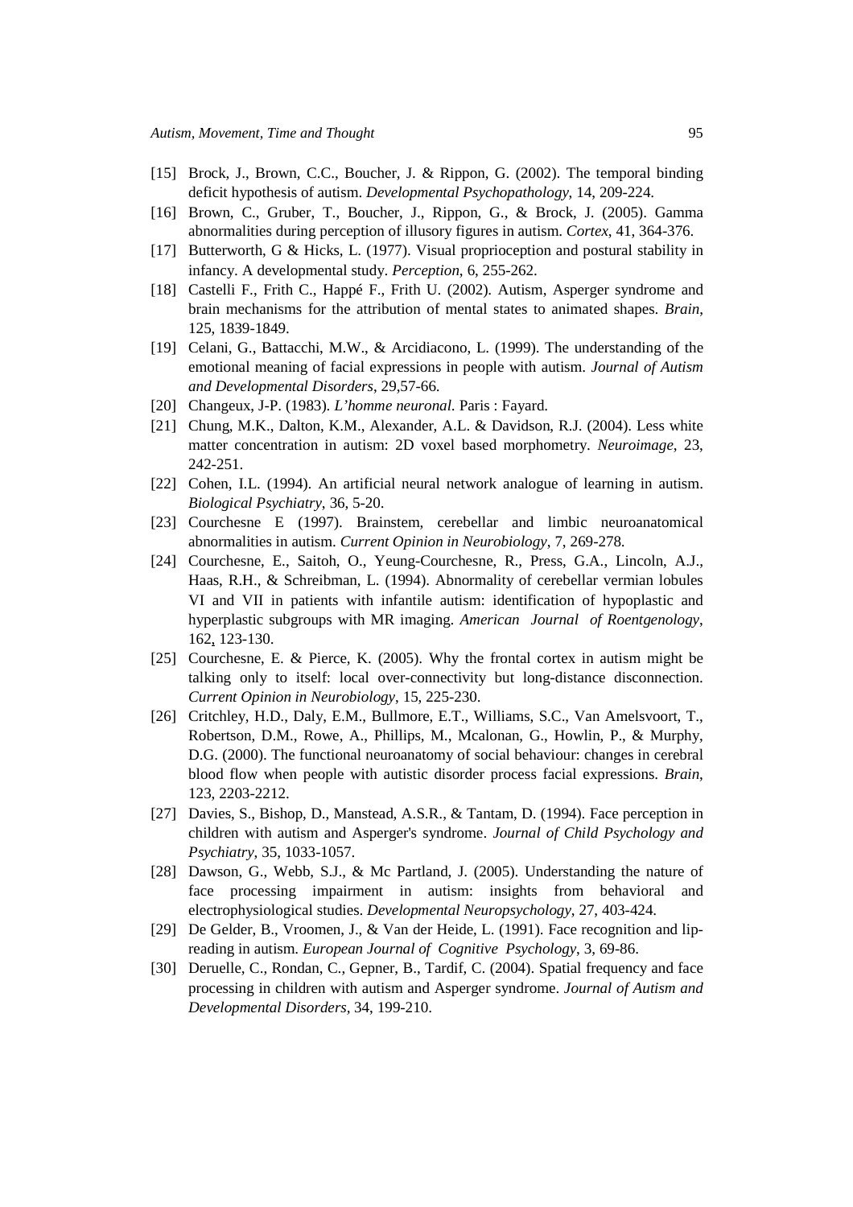[15] Brock, J., Brown, C.C., Boucher, J. & Rippon, G. (2002). The temporal binding deficit hypothesis of autism. *Developmental Psychopathology*, 14, 209-224.

[16] Brown, C., Gruber, T., Boucher, J., Rippon, G., & Brock, J. (2005). Gamma abnormalities during perception of illusory figures in autism. *Cortex*, 41, 364-376.

[17] Butterworth, G & Hicks, L. (1977). Visual proprioception and postural stability in infancy. A developmental study. *Perception*, 6, 255-262.

[18] Castelli F., Frith C., Happé F., Frith U. (2002). Autism, Asperger syndrome and brain mechanisms for the attribution of mental states to animated shapes. *Brain*, 125, 1839-1849.

[19] Celani, G., Battacchi, M.W., & Arcidiacono, L. (1999). The understanding of the emotional meaning of facial expressions in people with autism. *Journal of Autism and Developmental Disorders*, 29,57-66.

[20] Changeux, J-P. (1983). *L'homme neuronal*. Paris : Fayard.

[21] Chung, M.K., Dalton, K.M., Alexander, A.L. & Davidson, R.J. (2004). Less white matter concentration in autism: 2D voxel based morphometry. *Neuroimage*, 23, 242-251.

[22] Cohen, I.L. (1994). An artificial neural network analogue of learning in autism. *Biological Psychiatry*, 36, 5-20.

[23] Courchesne E (1997). Brainstem, cerebellar and limbic neuroanatomical abnormalities in autism. *Current Opinion in Neurobiology*, 7, 269-278.

[24] Courchesne, E., Saitoh, O., Yeung-Courchesne, R., Press, G.A., Lincoln, A.J., Haas, R.H., & Schreibman, L. (1994). Abnormality of cerebellar vermian lobules VI and VII in patients with infantile autism: identification of hypoplastic and hyperplastic subgroups with MR imaging. *American Journal of Roentgenology*, 162, 123-130.

[25] Courchesne, E. & Pierce, K. (2005). Why the frontal cortex in autism might be talking only to itself: local over-connectivity but long-distance disconnection. *Current Opinion in Neurobiology*, 15, 225-230.

[26] Critchley, H.D., Daly, E.M., Bullmore, E.T., Williams, S.C., Van Amelsvoort, T., Robertson, D.M., Rowe, A., Phillips, M., Mcalonan, G., Howlin, P., & Murphy, D.G. (2000). The functional neuroanatomy of social behaviour: changes in cerebral blood flow when people with autistic disorder process facial expressions. *Brain*, 123, 2203-2212.

[27] Davies, S., Bishop, D., Manstead, A.S.R., & Tantam, D. (1994). Face perception in children with autism and Asperger's syndrome. *Journal of Child Psychology and Psychiatry*, 35, 1033-1057.

[28] Dawson, G., Webb, S.J., & Mc Partland, J. (2005). Understanding the nature of face processing impairment in autism: insights from behavioral and electrophysiological studies. *Developmental Neuropsychology*, 27, 403-424.

[29] De Gelder, B., Vroomen, J., & Van der Heide, L. (1991). Face recognition and lip-reading in autism. *European Journal of Cognitive Psychology*, 3, 69-86.

[30] Deruelle, C., Rondan, C., Gepner, B., Tardif, C. (2004). Spatial frequency and face processing in children with autism and Asperger syndrome. *Journal of Autism and Developmental Disorders*, 34, 199-210.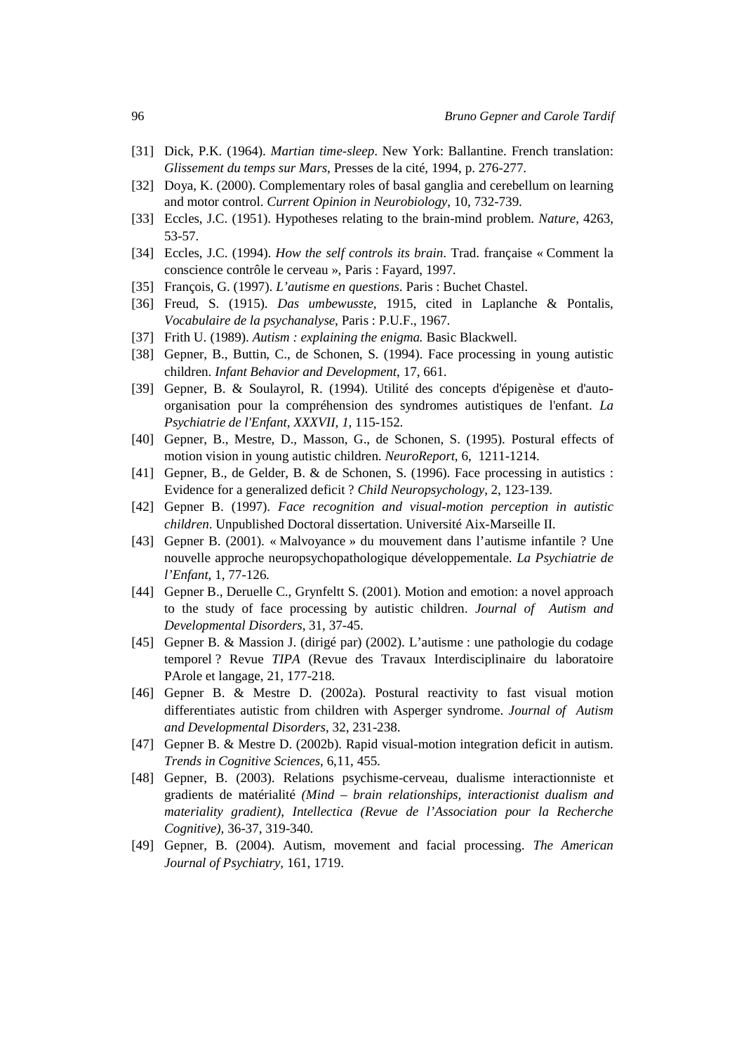[31] Dick, P.K. (1964). *Martian time-sleep*. New York: Ballantine. French translation: *Glissement du temps sur Mars*, Presses de la cité, 1994, p. 276-277.

[32] Doya, K. (2000). Complementary roles of basal ganglia and cerebellum on learning and motor control. *Current Opinion in Neurobiology*, 10, 732-739.

[33] Eccles, J.C. (1951). Hypotheses relating to the brain-mind problem. *Nature*, 4263, 53-57.

[34] Eccles, J.C. (1994). *How the self controls its brain*. Trad. française « Comment la conscience contrôle le cerveau », Paris : Fayard, 1997.

[35] François, G. (1997). *L'autisme en questions*. Paris : Buchet Chastel.

[36] Freud, S. (1915). *Das umbewusste*, 1915, cited in Laplanche & Pontalis, *Vocabulaire de la psychanalyse*, Paris : P.U.F., 1967.

[37] Frith U. (1989). *Autism : explaining the enigma.* Basic Blackwell.

[38] Gepner, B., Buttin, C., de Schonen, S. (1994). Face processing in young autistic children. *Infant Behavior and Development*, 17, 661.

[39] Gepner, B. & Soulayrol, R. (1994). Utilité des concepts d'épigenèse et d'auto-organisation pour la compréhension des syndromes autistiques de l'enfant. *La Psychiatrie de l'Enfant, XXXVII, 1,* 115-152.

[40] Gepner, B., Mestre, D., Masson, G., de Schonen, S. (1995). Postural effects of motion vision in young autistic children. *NeuroReport*, 6, 1211-1214.

[41] Gepner, B., de Gelder, B. & de Schonen, S. (1996). Face processing in autistics : Evidence for a generalized deficit ? *Child Neuropsychology*, 2, 123-139.

[42] Gepner B. (1997). *Face recognition and visual-motion perception in autistic children*. Unpublished Doctoral dissertation. Université Aix-Marseille II.

[43] Gepner B. (2001). « Malvoyance » du mouvement dans l'autisme infantile ? Une nouvelle approche neuropsychopathologique développementale. *La Psychiatrie de l'Enfant*, 1, 77-126.

[44] Gepner B., Deruelle C., Grynfeltt S. (2001). Motion and emotion: a novel approach to the study of face processing by autistic children. *Journal of Autism and Developmental Disorders*, 31, 37-45.

[45] Gepner B. & Massion J. (dirigé par) (2002). L'autisme : une pathologie du codage temporel ? Revue *TIPA* (Revue des Travaux Interdisciplinaire du laboratoire PArole et langage, 21, 177-218.

[46] Gepner B. & Mestre D. (2002a). Postural reactivity to fast visual motion differentiates autistic from children with Asperger syndrome. *Journal of Autism and Developmental Disorders*, 32, 231-238.

[47] Gepner B. & Mestre D. (2002b). Rapid visual-motion integration deficit in autism. *Trends in Cognitive Sciences*, 6,11, 455.

[48] Gepner, B. (2003). Relations psychisme-cerveau, dualisme interactionniste et gradients de matérialité *(Mind – brain relationships, interactionist dualism and materiality gradient), Intellectica (Revue de l'Association pour la Recherche Cognitive)*, 36-37, 319-340.

[49] Gepner, B. (2004). Autism, movement and facial processing. *The American Journal of Psychiatry*, 161, 1719.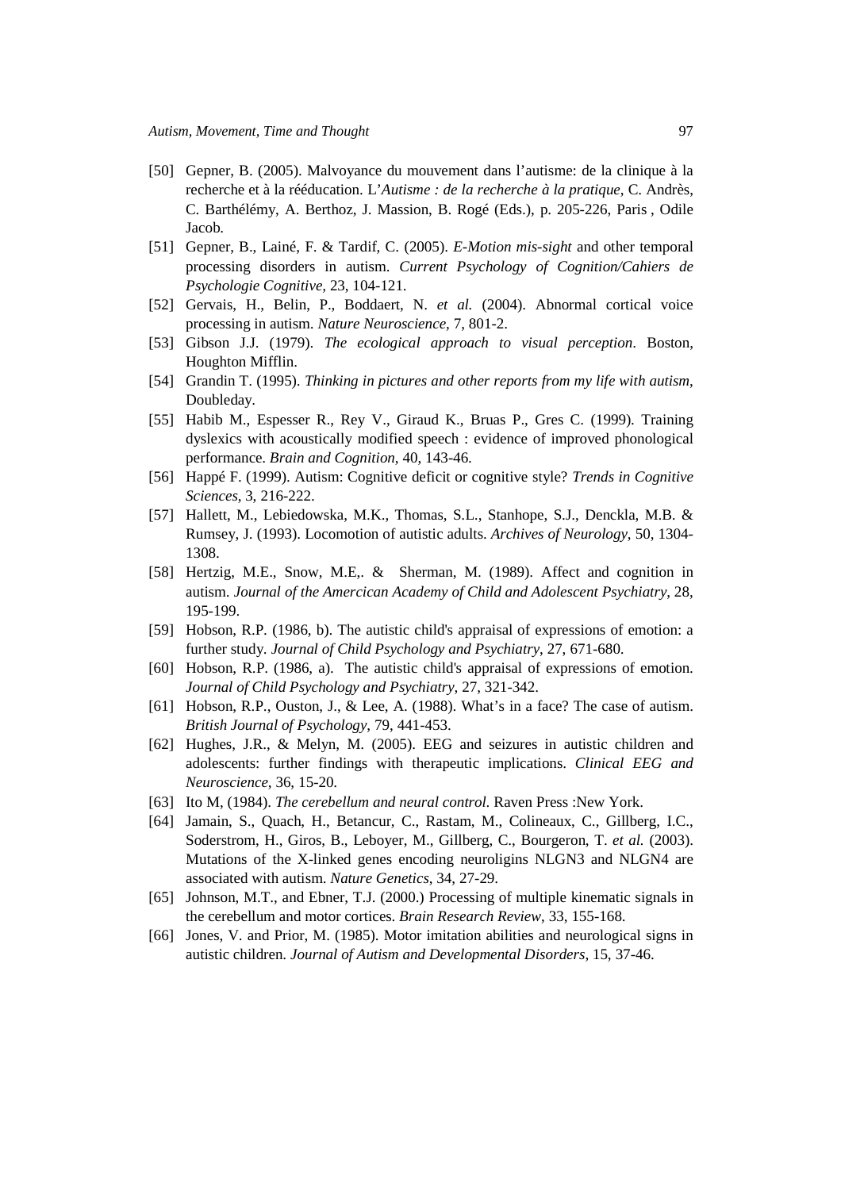[50] Gepner, B. (2005). Malvoyance du mouvement dans l'autisme: de la clinique à la recherche et à la rééducation. L'*Autisme : de la recherche à la pratique*, C. Andrès, C. Barthélémy, A. Berthoz, J. Massion, B. Rogé (Eds.), p. 205-226, Paris , Odile Jacob.

[51] Gepner, B., Lainé, F. & Tardif, C. (2005). *E-Motion mis-sight* and other temporal processing disorders in autism. *Current Psychology of Cognition/Cahiers de Psychologie Cognitive*, 23, 104-121.

[52] Gervais, H., Belin, P., Boddaert, N. *et al.* (2004). Abnormal cortical voice processing in autism. *Nature Neuroscience*, 7, 801-2.

[53] Gibson J.J. (1979). *The ecological approach to visual perception*. Boston, Houghton Mifflin.

[54] Grandin T. (1995). *Thinking in pictures and other reports from my life with autism*, Doubleday.

[55] Habib M., Espesser R., Rey V., Giraud K., Bruas P., Gres C. (1999). Training dyslexics with acoustically modified speech : evidence of improved phonological performance. *Brain and Cognition*, 40, 143-46.

[56] Happé F. (1999). Autism: Cognitive deficit or cognitive style? *Trends in Cognitive Sciences*, 3, 216-222.

[57] Hallett, M., Lebiedowska, M.K., Thomas, S.L., Stanhope, S.J., Denckla, M.B. & Rumsey, J. (1993). Locomotion of autistic adults. *Archives of Neurology*, 50, 1304-1308.

[58] Hertzig, M.E., Snow, M.E,. & Sherman, M. (1989). Affect and cognition in autism. *Journal of the Amercican Academy of Child and Adolescent Psychiatry*, 28, 195-199.

[59] Hobson, R.P. (1986, b). The autistic child's appraisal of expressions of emotion: a further study. *Journal of Child Psychology and Psychiatry*, 27, 671-680.

[60] Hobson, R.P. (1986, a). The autistic child's appraisal of expressions of emotion. *Journal of Child Psychology and Psychiatry*, 27, 321-342.

[61] Hobson, R.P., Ouston, J., & Lee, A. (1988). What's in a face? The case of autism. *British Journal of Psychology*, 79, 441-453.

[62] Hughes, J.R., & Melyn, M. (2005). EEG and seizures in autistic children and adolescents: further findings with therapeutic implications. *Clinical EEG and Neuroscience*, 36, 15-20.

[63] Ito M, (1984). *The cerebellum and neural control*. Raven Press :New York.

[64] Jamain, S., Quach, H., Betancur, C., Rastam, M., Colineaux, C., Gillberg, I.C., Soderstrom, H., Giros, B., Leboyer, M., Gillberg, C., Bourgeron, T. *et al.* (2003). Mutations of the X-linked genes encoding neuroligins NLGN3 and NLGN4 are associated with autism. *Nature Genetics*, 34, 27-29.

[65] Johnson, M.T., and Ebner, T.J. (2000.) Processing of multiple kinematic signals in the cerebellum and motor cortices. *Brain Research Review*, 33, 155-168.

[66] Jones, V. and Prior, M. (1985). Motor imitation abilities and neurological signs in autistic children. *Journal of Autism and Developmental Disorders*, 15, 37-46.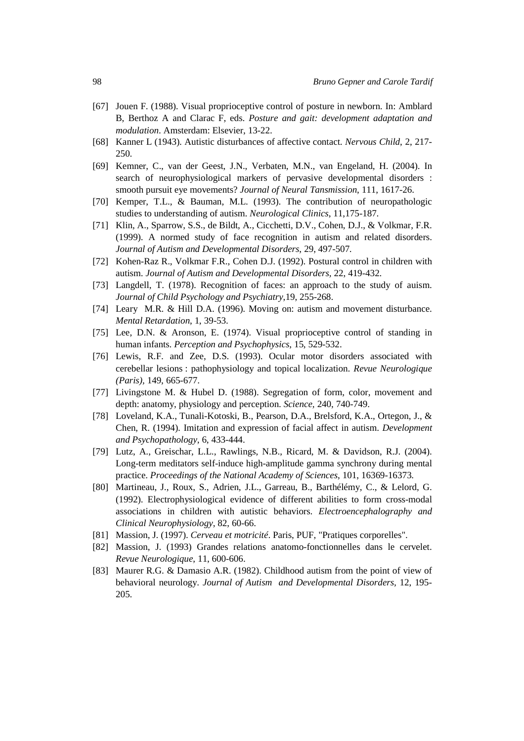[67] Jouen F. (1988). Visual proprioceptive control of posture in newborn. In: Amblard B, Berthoz A and Clarac F, eds. *Posture and gait: development adaptation and modulation*. Amsterdam: Elsevier, 13-22.

[68] Kanner L (1943). Autistic disturbances of affective contact. *Nervous Child*, 2, 217-250.

[69] Kemner, C., van der Geest, J.N., Verbaten, M.N., van Engeland, H. (2004). In search of neurophysiological markers of pervasive developmental disorders : smooth pursuit eye movements? *Journal of Neural Tansmission*, 111, 1617-26.

[70] Kemper, T.L., & Bauman, M.L. (1993). The contribution of neuropathologic studies to understanding of autism. *Neurological Clinics*, 11,175-187.

[71] Klin, A., Sparrow, S.S., de Bildt, A., Cicchetti, D.V., Cohen, D.J., & Volkmar, F.R. (1999). A normed study of face recognition in autism and related disorders. *Journal of Autism and Developmental Disorders*, 29, 497-507.

[72] Kohen-Raz R., Volkmar F.R., Cohen D.J. (1992). Postural control in children with autism. *Journal of Autism and Developmental Disorders,* 22, 419-432.

[73] Langdell, T. (1978). Recognition of faces: an approach to the study of auism. *Journal of Child Psychology and Psychiatry*,19, 255-268.

[74] Leary M.R. & Hill D.A. (1996). Moving on: autism and movement disturbance. *Mental Retardation*, 1, 39-53.

[75] Lee, D.N. & Aronson, E. (1974). Visual proprioceptive control of standing in human infants. *Perception and Psychophysics*, 15, 529-532.

[76] Lewis, R.F. and Zee, D.S. (1993). Ocular motor disorders associated with cerebellar lesions : pathophysiology and topical localization. *Revue Neurologique (Paris),* 149, 665-677.

[77] Livingstone M. & Hubel D. (1988). Segregation of form, color, movement and depth: anatomy, physiology and perception. *Science*, 240, 740-749.

[78] Loveland, K.A., Tunali-Kotoski, B., Pearson, D.A., Brelsford, K.A., Ortegon, J., & Chen, R. (1994). Imitation and expression of facial affect in autism. *Development and Psychopathology,* 6, 433-444.

[79] Lutz, A., Greischar, L.L., Rawlings, N.B., Ricard, M. & Davidson, R.J. (2004). Long-term meditators self-induce high-amplitude gamma synchrony during mental practice. *Proceedings of the National Academy of Sciences*, 101, 16369-16373.

[80] Martineau, J., Roux, S., Adrien, J.L., Garreau, B., Barthélémy, C., & Lelord, G. (1992). Electrophysiological evidence of different abilities to form cross-modal associations in children with autistic behaviors. *Electroencephalography and Clinical Neurophysiology*, 82, 60-66.

[81] Massion, J. (1997). *Cerveau et motricité*. Paris, PUF, "Pratiques corporelles".

[82] Massion, J. (1993) Grandes relations anatomo-fonctionnelles dans le cervelet. *Revue Neurologique*, 11, 600-606.

[83] Maurer R.G. & Damasio A.R. (1982). Childhood autism from the point of view of behavioral neurology. *Journal of Autism and Developmental Disorders,* 12, 195-205.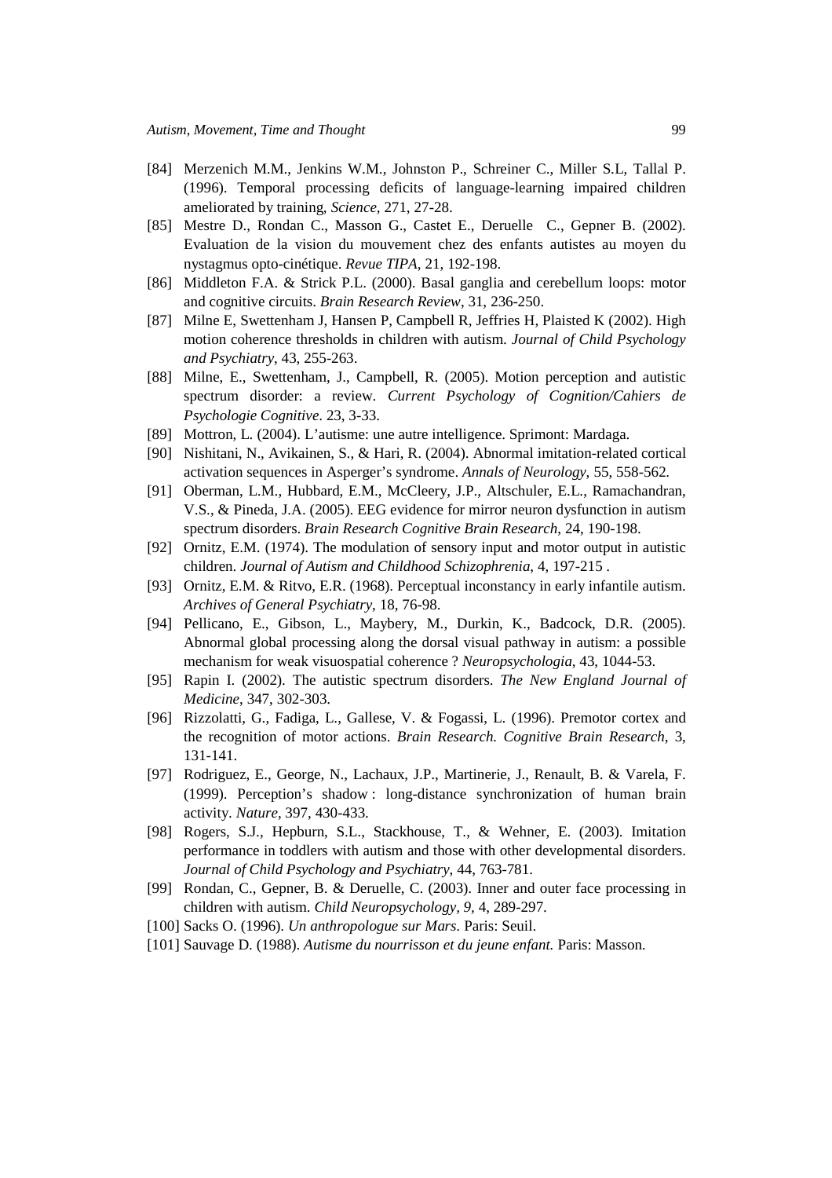[84] Merzenich M.M., Jenkins W.M., Johnston P., Schreiner C., Miller S.L, Tallal P. (1996). Temporal processing deficits of language-learning impaired children ameliorated by training, *Science*, 271, 27-28.

[85] Mestre D., Rondan C., Masson G., Castet E., Deruelle C., Gepner B. (2002). Evaluation de la vision du mouvement chez des enfants autistes au moyen du nystagmus opto-cinétique. *Revue TIPA*, 21, 192-198.

[86] Middleton F.A. & Strick P.L. (2000). Basal ganglia and cerebellum loops: motor and cognitive circuits. *Brain Research Review*, 31, 236-250.

[87] Milne E, Swettenham J, Hansen P, Campbell R, Jeffries H, Plaisted K (2002). High motion coherence thresholds in children with autism. *Journal of Child Psychology and Psychiatry*, 43, 255-263.

[88] Milne, E., Swettenham, J., Campbell, R. (2005). Motion perception and autistic spectrum disorder: a review. *Current Psychology of Cognition/Cahiers de Psychologie Cognitive*. 23, 3-33.

[89] Mottron, L. (2004). L'autisme: une autre intelligence. Sprimont: Mardaga.

[90] Nishitani, N., Avikainen, S., & Hari, R. (2004). Abnormal imitation-related cortical activation sequences in Asperger's syndrome. *Annals of Neurology*, 55, 558-562.

[91] Oberman, L.M., Hubbard, E.M., McCleery, J.P., Altschuler, E.L., Ramachandran, V.S., & Pineda, J.A. (2005). EEG evidence for mirror neuron dysfunction in autism spectrum disorders. *Brain Research Cognitive Brain Research*, 24, 190-198.

[92] Ornitz, E.M. (1974). The modulation of sensory input and motor output in autistic children. *Journal of Autism and Childhood Schizophrenia*, 4, 197-215 .

[93] Ornitz, E.M. & Ritvo, E.R. (1968). Perceptual inconstancy in early infantile autism. *Archives of General Psychiatry*, 18, 76-98.

[94] Pellicano, E., Gibson, L., Maybery, M., Durkin, K., Badcock, D.R. (2005). Abnormal global processing along the dorsal visual pathway in autism: a possible mechanism for weak visuospatial coherence ? *Neuropsychologia*, 43, 1044-53.

[95] Rapin I. (2002). The autistic spectrum disorders. *The New England Journal of Medicine*, 347, 302-303.

[96] Rizzolatti, G., Fadiga, L., Gallese, V. & Fogassi, L. (1996). Premotor cortex and the recognition of motor actions. *Brain Research. Cognitive Brain Research*, 3, 131-141.

[97] Rodriguez, E., George, N., Lachaux, J.P., Martinerie, J., Renault, B. & Varela, F. (1999). Perception's shadow : long-distance synchronization of human brain activity. *Nature*, 397, 430-433.

[98] Rogers, S.J., Hepburn, S.L., Stackhouse, T., & Wehner, E. (2003). Imitation performance in toddlers with autism and those with other developmental disorders. *Journal of Child Psychology and Psychiatry*, 44, 763-781.

[99] Rondan, C., Gepner, B. & Deruelle, C. (2003). Inner and outer face processing in children with autism. *Child Neuropsychology, 9*, 4, 289-297.

[100] Sacks O. (1996). *Un anthropologue sur Mars*. Paris: Seuil.

[101] Sauvage D. (1988). *Autisme du nourrisson et du jeune enfant.* Paris: Masson.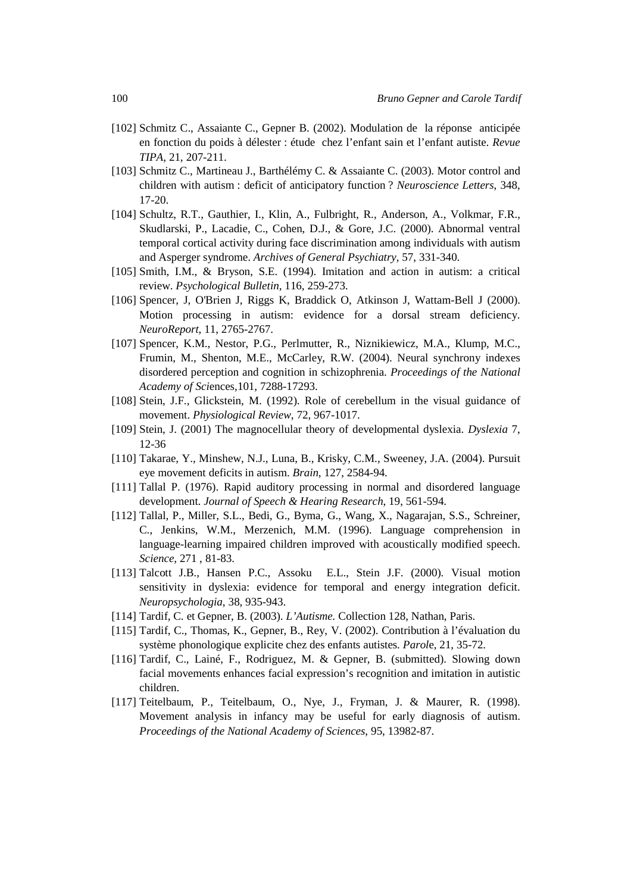[102] Schmitz C., Assaiante C., Gepner B. (2002). Modulation de la réponse anticipée en fonction du poids à délester : étude chez l'enfant sain et l'enfant autiste. *Revue TIPA*, 21, 207-211.

[103] Schmitz C., Martineau J., Barthélémy C. & Assaiante C. (2003). Motor control and children with autism : deficit of anticipatory function ? *Neuroscience Letters*, 348, 17-20.

[104] Schultz, R.T., Gauthier, I., Klin, A., Fulbright, R., Anderson, A., Volkmar, F.R., Skudlarski, P., Lacadie, C., Cohen, D.J., & Gore, J.C. (2000). Abnormal ventral temporal cortical activity during face discrimination among individuals with autism and Asperger syndrome. *Archives of General Psychiatry*, 57, 331-340.

[105] Smith, I.M., & Bryson, S.E. (1994). Imitation and action in autism: a critical review. *Psychological Bulletin*, 116, 259-273.

[106] Spencer, J, O'Brien J, Riggs K, Braddick O, Atkinson J, Wattam-Bell J (2000). Motion processing in autism: evidence for a dorsal stream deficiency. *NeuroReport*, 11, 2765-2767.

[107] Spencer, K.M., Nestor, P.G., Perlmutter, R., Niznikiewicz, M.A., Klump, M.C., Frumin, M., Shenton, M.E., McCarley, R.W. (2004). Neural synchrony indexes disordered perception and cognition in schizophrenia. *Proceedings of the National Academy of Sci*ences,101, 7288-17293.

[108] Stein, J.F., Glickstein, M. (1992). Role of cerebellum in the visual guidance of movement. *Physiological Review*, 72, 967-1017.

[109] Stein, J. (2001) The magnocellular theory of developmental dyslexia. *Dyslexia* 7, 12-36

[110] Takarae, Y., Minshew, N.J., Luna, B., Krisky, C.M., Sweeney, J.A. (2004). Pursuit eye movement deficits in autism. *Brain*, 127, 2584-94.

[111] Tallal P. (1976). Rapid auditory processing in normal and disordered language development. *Journal of Speech & Hearing Research*, 19, 561-594.

[112] Tallal, P., Miller, S.L., Bedi, G., Byma, G., Wang, X., Nagarajan, S.S., Schreiner, C., Jenkins, W.M., Merzenich, M.M. (1996). Language comprehension in language-learning impaired children improved with acoustically modified speech. *Science*, 271 , 81-83.

[113] Talcott J.B., Hansen P.C., Assoku E.L., Stein J.F. (2000). Visual motion sensitivity in dyslexia: evidence for temporal and energy integration deficit. *Neuropsychologia*, 38, 935-943.

[114] Tardif, C. et Gepner, B. (2003). *L'Autisme.* Collection 128, Nathan, Paris.

[115] Tardif, C., Thomas, K., Gepner, B., Rey, V. (2002). Contribution à l'évaluation du système phonologique explicite chez des enfants autistes. *Parol*e, 21, 35-72.

[116] Tardif, C., Lainé, F., Rodriguez, M. & Gepner, B. (submitted). Slowing down facial movements enhances facial expression's recognition and imitation in autistic children.

[117] Teitelbaum, P., Teitelbaum, O., Nye, J., Fryman, J. & Maurer, R. (1998). Movement analysis in infancy may be useful for early diagnosis of autism. *Proceedings of the National Academy of Sciences*, 95, 13982-87.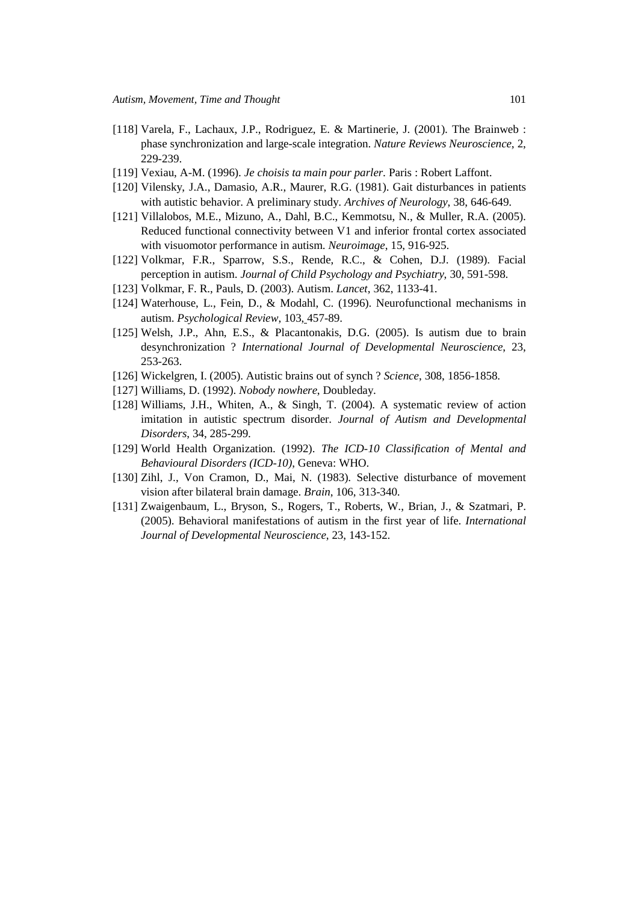[118] Varela, F., Lachaux, J.P., Rodriguez, E. & Martinerie, J. (2001). The Brainweb : phase synchronization and large-scale integration. *Nature Reviews Neuroscience*, 2, 229-239.

[119] Vexiau, A-M. (1996). *Je choisis ta main pour parler.* Paris : Robert Laffont.

[120] Vilensky, J.A., Damasio, A.R., Maurer, R.G. (1981). Gait disturbances in patients with autistic behavior. A preliminary study. *Archives of Neurology*, 38, 646-649.

[121] Villalobos, M.E., Mizuno, A., Dahl, B.C., Kemmotsu, N., & Muller, R.A. (2005). Reduced functional connectivity between V1 and inferior frontal cortex associated with visuomotor performance in autism. *Neuroimage*, 15, 916-925.

[122] Volkmar, F.R., Sparrow, S.S., Rende, R.C., & Cohen, D.J. (1989). Facial perception in autism. *Journal of Child Psychology and Psychiatry*, 30, 591-598.

[123] Volkmar, F. R., Pauls, D. (2003). Autism. *Lancet*, 362, 1133-41.

[124] Waterhouse, L., Fein, D., & Modahl, C. (1996). Neurofunctional mechanisms in autism. *Psychological Review*, 103, 457-89.

[125] Welsh, J.P., Ahn, E.S., & Placantonakis, D.G. (2005). Is autism due to brain desynchronization ? *International Journal of Developmental Neuroscience*, 23, 253-263.

[126] Wickelgren, I. (2005). Autistic brains out of synch ? *Science*, 308, 1856-1858.

[127] Williams, D. (1992). *Nobody nowhere*, Doubleday.

[128] Williams, J.H., Whiten, A., & Singh, T. (2004). A systematic review of action imitation in autistic spectrum disorder. *Journal of Autism and Developmental Disorders*, 34, 285-299.

[129] World Health Organization. (1992). *The ICD-10 Classification of Mental and Behavioural Disorders (ICD-10)*, Geneva: WHO.

[130] Zihl, J., Von Cramon, D., Mai, N. (1983). Selective disturbance of movement vision after bilateral brain damage. *Brain*, 106, 313-340.

[131] Zwaigenbaum, L., Bryson, S., Rogers, T., Roberts, W., Brian, J., & Szatmari, P. (2005). Behavioral manifestations of autism in the first year of life. *International Journal of Developmental Neuroscience*, 23, 143-152.